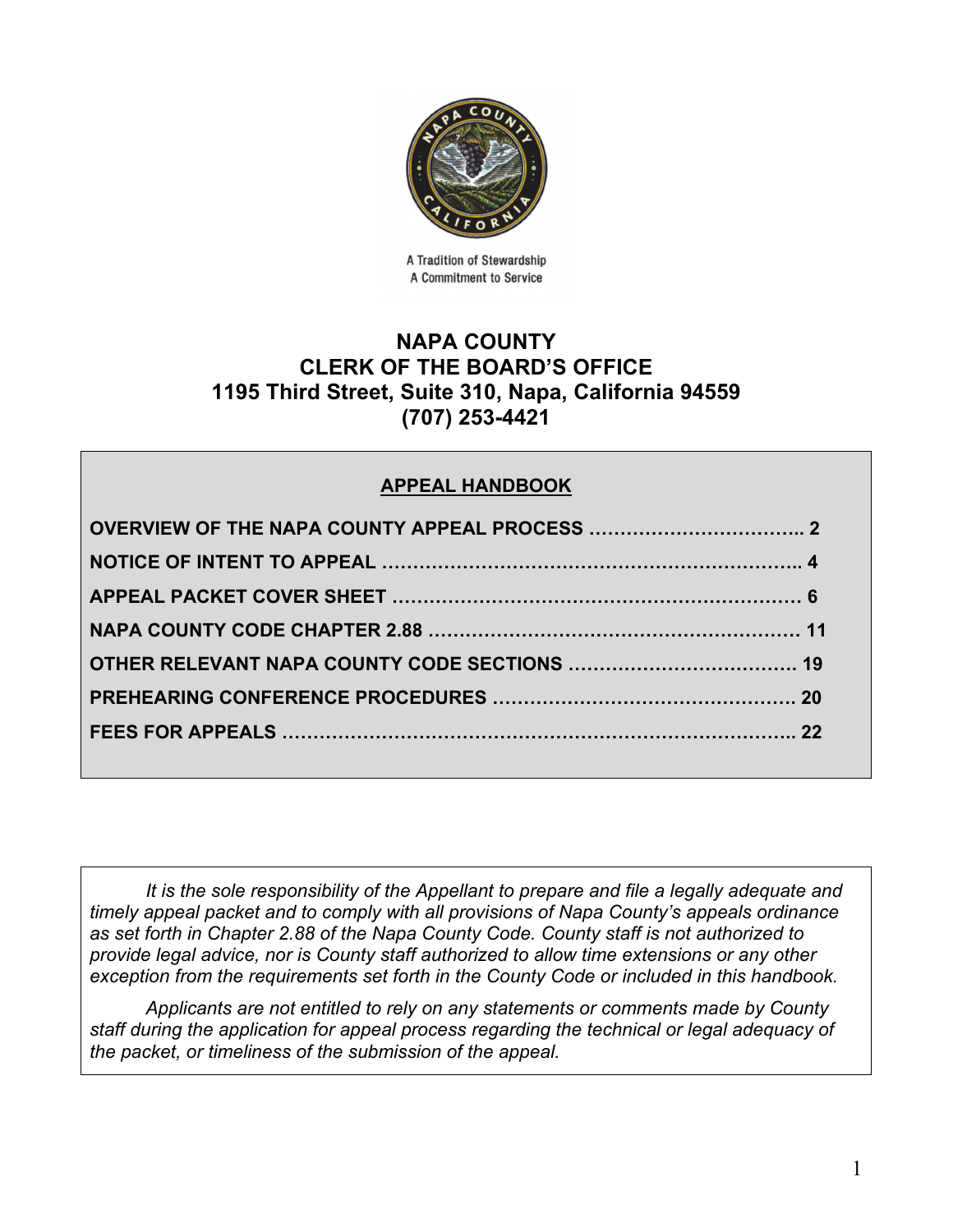A Tradition of Stewardship
A Commitment to Service

# NAPA COUNTY
# CLERK OF THE BOARD'S OFFICE
# 1195 Third Street, Suite 310, Napa, California 94559
# (707) 253-4421

## APPEAL HANDBOOK

**OVERVIEW OF THE NAPA COUNTY APPEAL PROCESS …………………………….. 2**

**NOTICE OF INTENT TO APPEAL ………………………………………………………….. 4**

**APPEAL PACKET COVER SHEET ………………………………………………………… 6**

**NAPA COUNTY CODE CHAPTER 2.88 …………………………………………………… 11**

**OTHER RELEVANT NAPA COUNTY CODE SECTIONS ……………………………… 19**

**PREHEARING CONFERENCE PROCEDURES ………………………………………… 20**

**FEES FOR APPEALS ………………………………………………………………………….. 22**

*It is the sole responsibility of the Appellant to prepare and file a legally adequate and timely appeal packet and to comply with all provisions of Napa County's appeals ordinance as set forth in Chapter 2.88 of the Napa County Code. County staff is not authorized to provide legal advice, nor is County staff authorized to allow time extensions or any other exception from the requirements set forth in the County Code or included in this handbook.*

*Applicants are not entitled to rely on any statements or comments made by County staff during the application for appeal process regarding the technical or legal adequacy of the packet, or timeliness of the submission of the appeal.*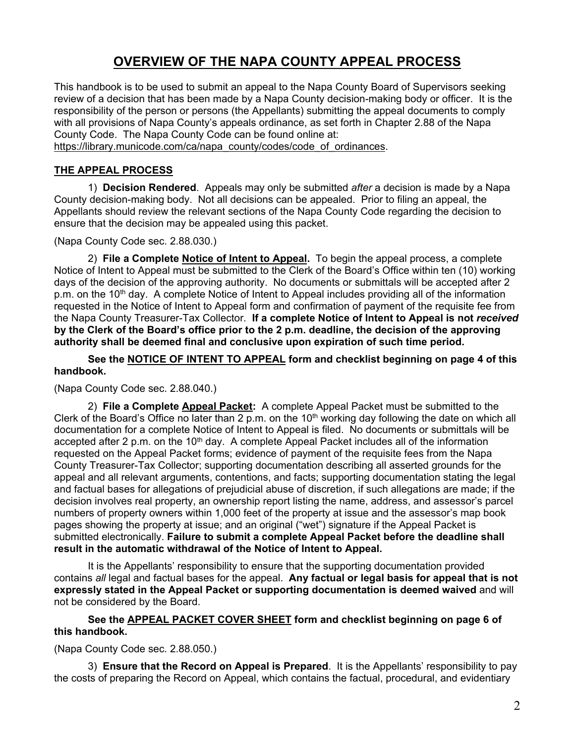# OVERVIEW OF THE NAPA COUNTY APPEAL PROCESS

This handbook is to be used to submit an appeal to the Napa County Board of Supervisors seeking review of a decision that has been made by a Napa County decision-making body or officer. It is the responsibility of the person or persons (the Appellants) submitting the appeal documents to comply with all provisions of Napa County's appeals ordinance, as set forth in Chapter 2.88 of the Napa County Code. The Napa County Code can be found online at: https://library.municode.com/ca/napa_county/codes/code_of_ordinances.

## THE APPEAL PROCESS

1) **Decision Rendered**. Appeals may only be submitted *after* a decision is made by a Napa County decision-making body. Not all decisions can be appealed. Prior to filing an appeal, the Appellants should review the relevant sections of the Napa County Code regarding the decision to ensure that the decision may be appealed using this packet.

(Napa County Code sec. 2.88.030.)

2) **File a Complete Notice of Intent to Appeal.** To begin the appeal process, a complete Notice of Intent to Appeal must be submitted to the Clerk of the Board's Office within ten (10) working days of the decision of the approving authority. No documents or submittals will be accepted after 2 p.m. on the 10th day. A complete Notice of Intent to Appeal includes providing all of the information requested in the Notice of Intent to Appeal form and confirmation of payment of the requisite fee from the Napa County Treasurer-Tax Collector. **If a complete Notice of Intent to Appeal is not *received* by the Clerk of the Board's office prior to the 2 p.m. deadline, the decision of the approving authority shall be deemed final and conclusive upon expiration of such time period.**

**See the NOTICE OF INTENT TO APPEAL form and checklist beginning on page 4 of this handbook.**

(Napa County Code sec. 2.88.040.)

2) **File a Complete Appeal Packet:** A complete Appeal Packet must be submitted to the Clerk of the Board's Office no later than 2 p.m. on the 10th working day following the date on which all documentation for a complete Notice of Intent to Appeal is filed. No documents or submittals will be accepted after 2 p.m. on the 10th day. A complete Appeal Packet includes all of the information requested on the Appeal Packet forms; evidence of payment of the requisite fees from the Napa County Treasurer-Tax Collector; supporting documentation describing all asserted grounds for the appeal and all relevant arguments, contentions, and facts; supporting documentation stating the legal and factual bases for allegations of prejudicial abuse of discretion, if such allegations are made; if the decision involves real property, an ownership report listing the name, address, and assessor's parcel numbers of property owners within 1,000 feet of the property at issue and the assessor's map book pages showing the property at issue; and an original ("wet") signature if the Appeal Packet is submitted electronically. **Failure to submit a complete Appeal Packet before the deadline shall result in the automatic withdrawal of the Notice of Intent to Appeal.**

It is the Appellants' responsibility to ensure that the supporting documentation provided contains *all* legal and factual bases for the appeal. **Any factual or legal basis for appeal that is not expressly stated in the Appeal Packet or supporting documentation is deemed waived** and will not be considered by the Board.

**See the APPEAL PACKET COVER SHEET form and checklist beginning on page 6 of this handbook.**

(Napa County Code sec. 2.88.050.)

3) **Ensure that the Record on Appeal is Prepared**. It is the Appellants' responsibility to pay the costs of preparing the Record on Appeal, which contains the factual, procedural, and evidentiary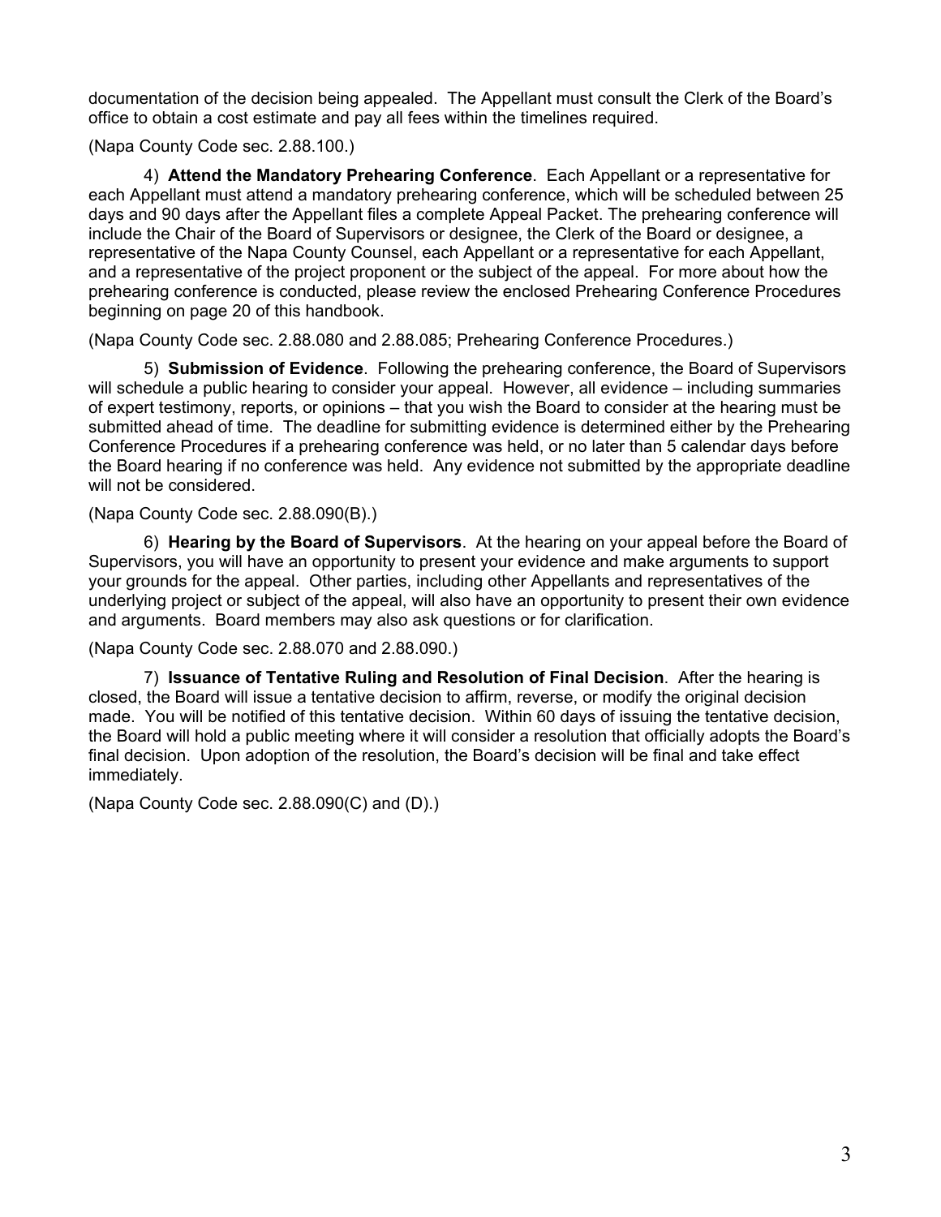documentation of the decision being appealed. The Appellant must consult the Clerk of the Board's office to obtain a cost estimate and pay all fees within the timelines required.

(Napa County Code sec. 2.88.100.)

4) **Attend the Mandatory Prehearing Conference**. Each Appellant or a representative for each Appellant must attend a mandatory prehearing conference, which will be scheduled between 25 days and 90 days after the Appellant files a complete Appeal Packet. The prehearing conference will include the Chair of the Board of Supervisors or designee, the Clerk of the Board or designee, a representative of the Napa County Counsel, each Appellant or a representative for each Appellant, and a representative of the project proponent or the subject of the appeal. For more about how the prehearing conference is conducted, please review the enclosed Prehearing Conference Procedures beginning on page 20 of this handbook.

(Napa County Code sec. 2.88.080 and 2.88.085; Prehearing Conference Procedures.)

5) **Submission of Evidence**. Following the prehearing conference, the Board of Supervisors will schedule a public hearing to consider your appeal. However, all evidence – including summaries of expert testimony, reports, or opinions – that you wish the Board to consider at the hearing must be submitted ahead of time. The deadline for submitting evidence is determined either by the Prehearing Conference Procedures if a prehearing conference was held, or no later than 5 calendar days before the Board hearing if no conference was held. Any evidence not submitted by the appropriate deadline will not be considered.

(Napa County Code sec. 2.88.090(B).)

6) **Hearing by the Board of Supervisors**. At the hearing on your appeal before the Board of Supervisors, you will have an opportunity to present your evidence and make arguments to support your grounds for the appeal. Other parties, including other Appellants and representatives of the underlying project or subject of the appeal, will also have an opportunity to present their own evidence and arguments. Board members may also ask questions or for clarification.

(Napa County Code sec. 2.88.070 and 2.88.090.)

7) **Issuance of Tentative Ruling and Resolution of Final Decision**. After the hearing is closed, the Board will issue a tentative decision to affirm, reverse, or modify the original decision made. You will be notified of this tentative decision. Within 60 days of issuing the tentative decision, the Board will hold a public meeting where it will consider a resolution that officially adopts the Board's final decision. Upon adoption of the resolution, the Board's decision will be final and take effect immediately.

(Napa County Code sec. 2.88.090(C) and (D).)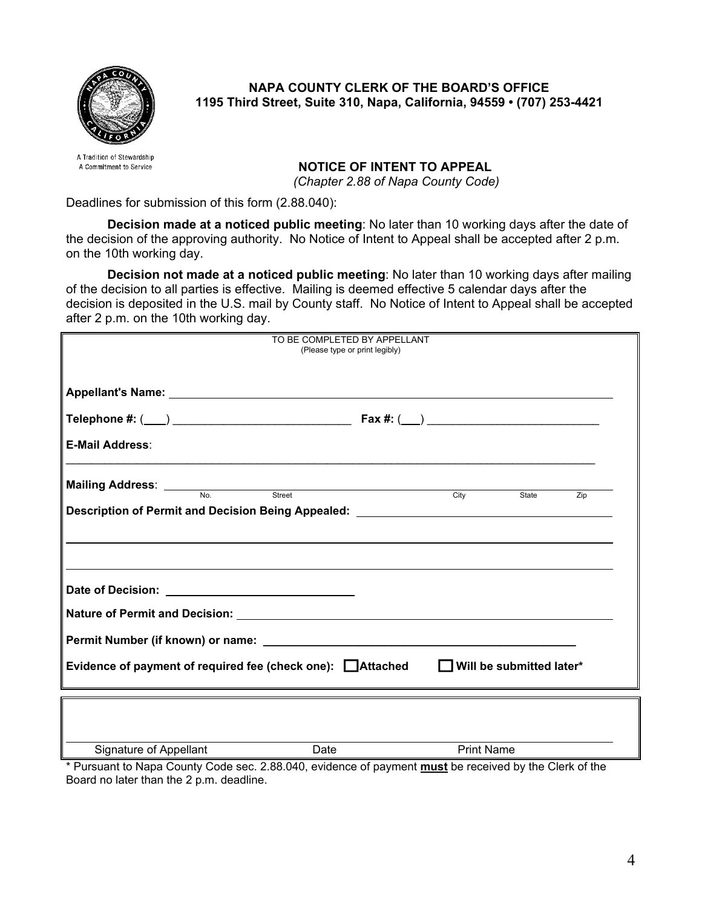**NAPA COUNTY CLERK OF THE BOARD'S OFFICE**
**1195 Third Street, Suite 310, Napa, California, 94559 • (707) 253-4421**

A Tradition of Stewardship
A Commitment to Service

## NOTICE OF INTENT TO APPEAL

*(Chapter 2.88 of Napa County Code)*

Deadlines for submission of this form (2.88.040):

**Decision made at a noticed public meeting**: No later than 10 working days after the date of the decision of the approving authority. No Notice of Intent to Appeal shall be accepted after 2 p.m. on the 10th working day.

**Decision not made at a noticed public meeting**: No later than 10 working days after mailing of the decision to all parties is effective. Mailing is deemed effective 5 calendar days after the decision is deposited in the U.S. mail by County staff. No Notice of Intent to Appeal shall be accepted after 2 p.m. on the 10th working day.

TO BE COMPLETED BY APPELLANT
(Please type or print legibly)

**Appellant's Name:** ______________________________

**Telephone #:** (___) ______________________ **Fax #:** (___) ______________________

**E-Mail Address**: ______________________________

**Mailing Address**: ______________________________
No. Street City State Zip

**Description of Permit and Decision Being Appealed:** ______________________________

______________________________

______________________________

**Date of Decision:** ______________________

**Nature of Permit and Decision:** ______________________________

**Permit Number (if known) or name:** ______________________________

**Evidence of payment of required fee (check one):** ☐ **Attached** ☐ **Will be submitted later***

______________________________
Signature of Appellant Date Print Name

\* Pursuant to Napa County Code sec. 2.88.040, evidence of payment **must** be received by the Clerk of the Board no later than the 2 p.m. deadline.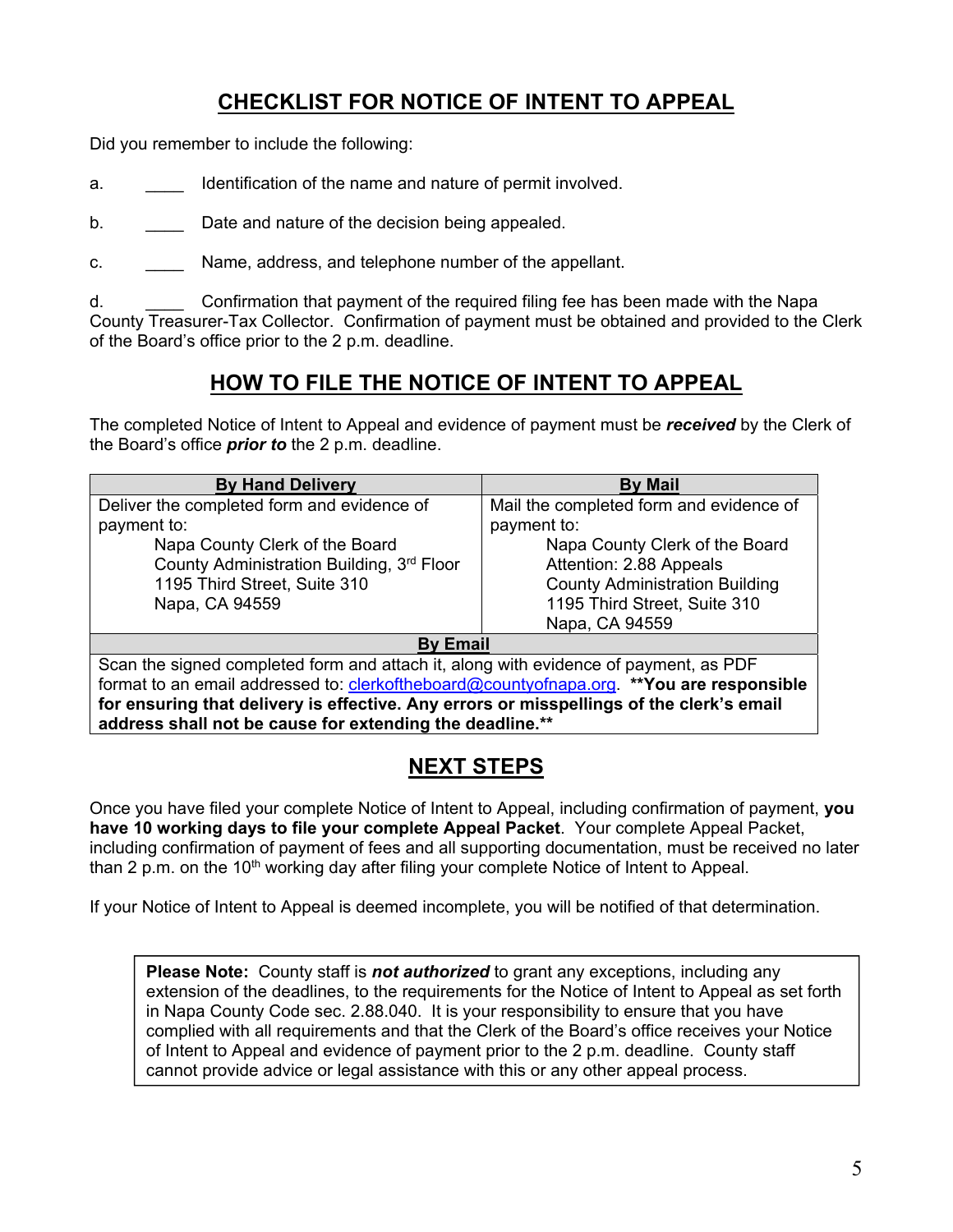## CHECKLIST FOR NOTICE OF INTENT TO APPEAL

Did you remember to include the following:

a. ____ Identification of the name and nature of permit involved.

b. ____ Date and nature of the decision being appealed.

c. ____ Name, address, and telephone number of the appellant.

d. ____ Confirmation that payment of the required filing fee has been made with the Napa County Treasurer-Tax Collector. Confirmation of payment must be obtained and provided to the Clerk of the Board's office prior to the 2 p.m. deadline.

## HOW TO FILE THE NOTICE OF INTENT TO APPEAL

The completed Notice of Intent to Appeal and evidence of payment must be ***received*** by the Clerk of the Board's office ***prior to*** the 2 p.m. deadline.

| By Hand Delivery | By Mail |
|---|---|
| Deliver the completed form and evidence of payment to:<br>Napa County Clerk of the Board<br>County Administration Building, 3rd Floor<br>1195 Third Street, Suite 310<br>Napa, CA 94559 | Mail the completed form and evidence of payment to:<br>Napa County Clerk of the Board<br>Attention: 2.88 Appeals<br>County Administration Building<br>1195 Third Street, Suite 310<br>Napa, CA 94559 |
| **By Email** | |
| Scan the signed completed form and attach it, along with evidence of payment, as PDF format to an email addressed to: clerkoftheboard@countyofnapa.org. **\*\*You are responsible for ensuring that delivery is effective. Any errors or misspellings of the clerk's email address shall not be cause for extending the deadline.\*\*** | |

## NEXT STEPS

Once you have filed your complete Notice of Intent to Appeal, including confirmation of payment, **you have 10 working days to file your complete Appeal Packet**. Your complete Appeal Packet, including confirmation of payment of fees and all supporting documentation, must be received no later than 2 p.m. on the 10th working day after filing your complete Notice of Intent to Appeal.

If your Notice of Intent to Appeal is deemed incomplete, you will be notified of that determination.

> **Please Note:** County staff is ***not authorized*** to grant any exceptions, including any extension of the deadlines, to the requirements for the Notice of Intent to Appeal as set forth in Napa County Code sec. 2.88.040. It is your responsibility to ensure that you have complied with all requirements and that the Clerk of the Board's office receives your Notice of Intent to Appeal and evidence of payment prior to the 2 p.m. deadline. County staff cannot provide advice or legal assistance with this or any other appeal process.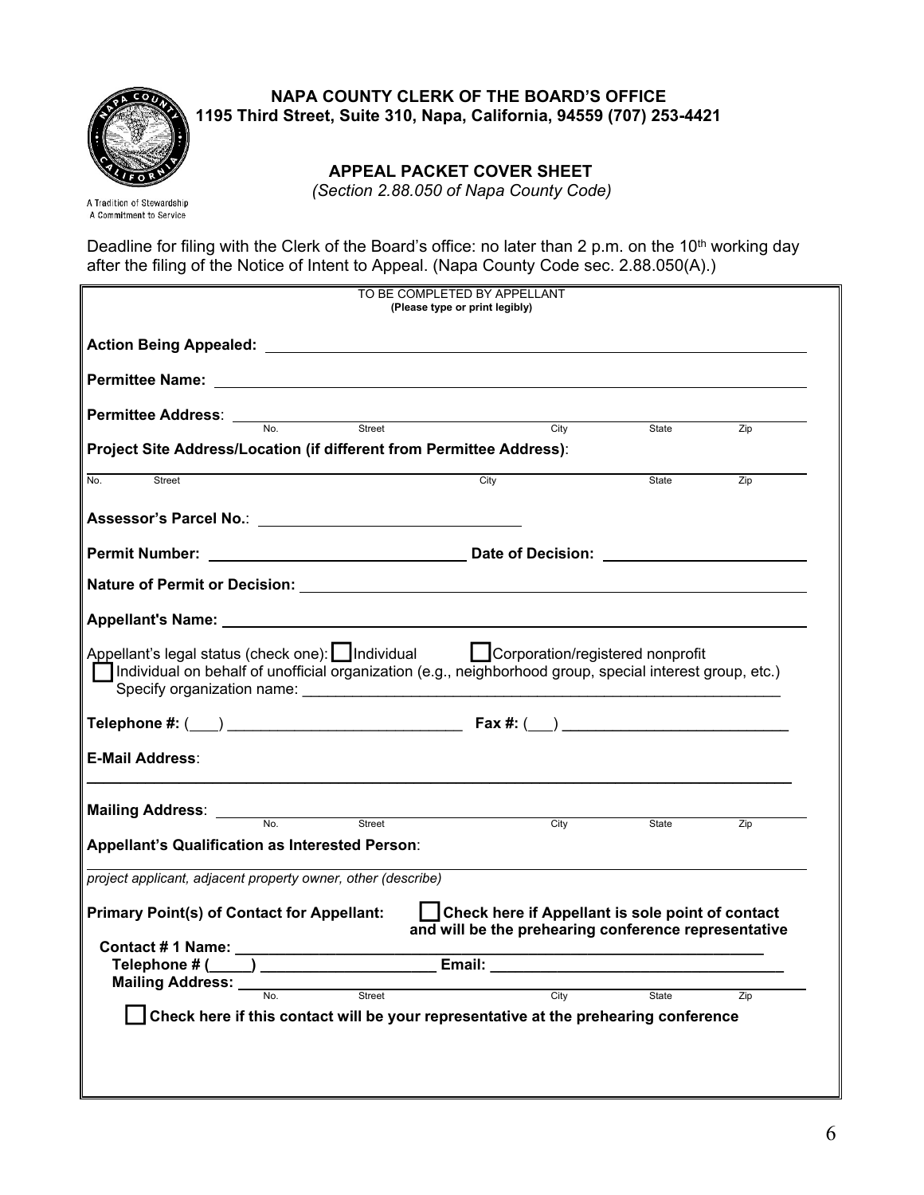**NAPA COUNTY CLERK OF THE BOARD'S OFFICE**
**1195 Third Street, Suite 310, Napa, California, 94559 (707) 253-4421**

A Tradition of Stewardship
A Commitment to Service

## APPEAL PACKET COVER SHEET

*(Section 2.88.050 of Napa County Code)*

Deadline for filing with the Clerk of the Board's office: no later than 2 p.m. on the 10th working day after the filing of the Notice of Intent to Appeal. (Napa County Code sec. 2.88.050(A).)

TO BE COMPLETED BY APPELLANT
**(Please type or print legibly)**

**Action Being Appealed:** ______________________________

**Permittee Name:** ______________________________

**Permittee Address**: ______________________________
No. Street City State Zip

**Project Site Address/Location (if different from Permittee Address)**:
______________________________
No. Street City State Zip

**Assessor's Parcel No.**: ______________________________

**Permit Number:** ______________________ **Date of Decision:** ______________________

**Nature of Permit or Decision:** ______________________________

**Appellant's Name:** ______________________________

Appellant's legal status (check one): ☐ Individual ☐ Corporation/registered nonprofit
☐ Individual on behalf of unofficial organization (e.g., neighborhood group, special interest group, etc.)
Specify organization name: ______________________________

**Telephone #:** (___) ______________________ **Fax #:** (___) ______________________

**E-Mail Address**:
______________________________

**Mailing Address**: ______________________________
No. Street City State Zip

**Appellant's Qualification as Interested Person**:
______________________________
*project applicant, adjacent property owner, other (describe)*

**Primary Point(s) of Contact for Appellant:** ☐ **Check here if Appellant is sole point of contact and will be the prehearing conference representative**

**Contact # 1 Name:** ______________________________
**Telephone # (_____)** ______________________ **Email:** ______________________
**Mailing Address:** ______________________________
No. Street City State Zip

☐ **Check here if this contact will be your representative at the prehearing conference**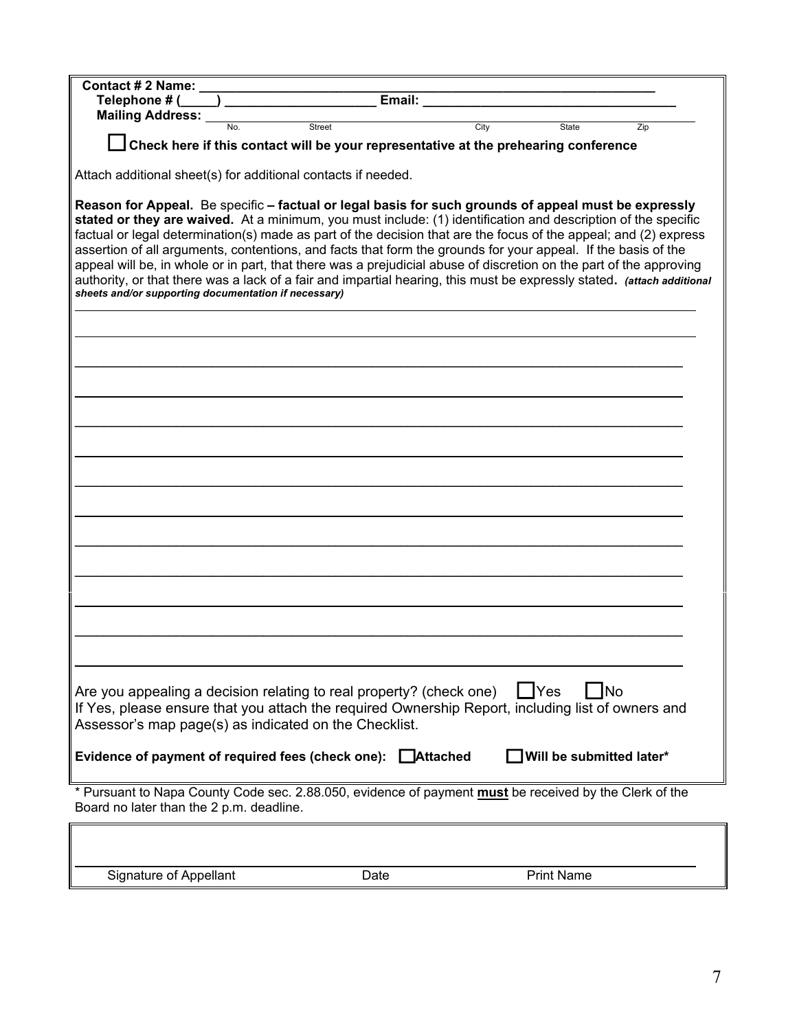**Contact # 2 Name:** ______________________________________________

**Telephone # (____)** ____________________ **Email:** ______________________________

**Mailing Address:** ______________________________________________
No. Street City State Zip

☐ **Check here if this contact will be your representative at the prehearing conference**

Attach additional sheet(s) for additional contacts if needed.

**Reason for Appeal.** Be specific **– factual or legal basis for such grounds of appeal must be expressly stated or they are waived.** At a minimum, you must include: (1) identification and description of the specific factual or legal determination(s) made as part of the decision that are the focus of the appeal; and (2) express assertion of all arguments, contentions, and facts that form the grounds for your appeal. If the basis of the appeal will be, in whole or in part, that there was a prejudicial abuse of discretion on the part of the approving authority, or that there was a lack of a fair and impartial hearing, this must be expressly stated. ***(attach additional sheets and/or supporting documentation if necessary)***

______________________________________________

______________________________________________

______________________________________________

______________________________________________

______________________________________________

______________________________________________

______________________________________________

______________________________________________

______________________________________________

______________________________________________

______________________________________________

______________________________________________

______________________________________________

Are you appealing a decision relating to real property? (check one) ☐ Yes ☐ No

If Yes, please ensure that you attach the required Ownership Report, including list of owners and Assessor's map page(s) as indicated on the Checklist.

**Evidence of payment of required fees (check one):** ☐ **Attached** ☐ **Will be submitted later***

* Pursuant to Napa County Code sec. 2.88.050, evidence of payment **must** be received by the Clerk of the Board no later than the 2 p.m. deadline.

______________________________________________

Signature of Appellant Date Print Name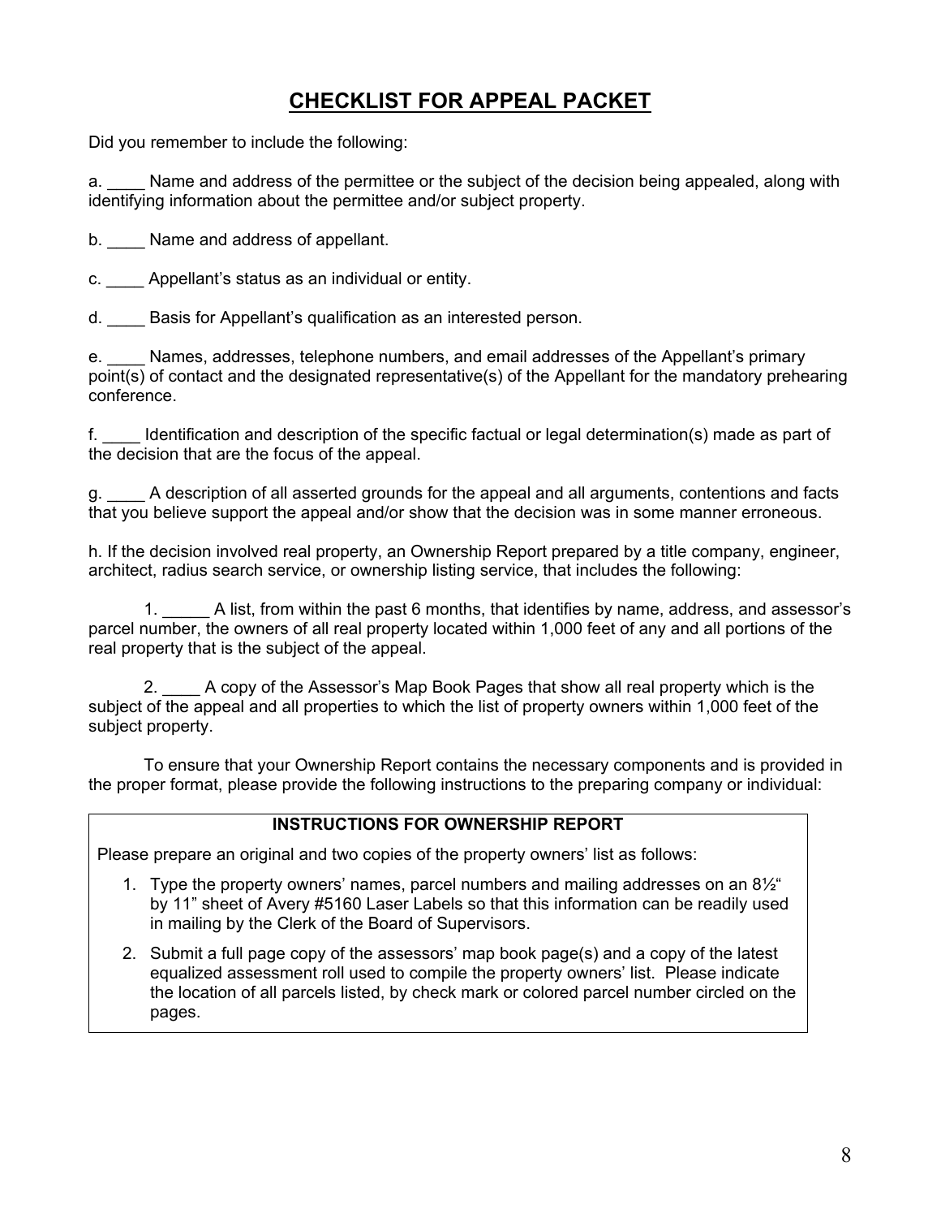# CHECKLIST FOR APPEAL PACKET

Did you remember to include the following:

a. ____ Name and address of the permittee or the subject of the decision being appealed, along with identifying information about the permittee and/or subject property.

b. ____ Name and address of appellant.

c. ____ Appellant's status as an individual or entity.

d. ____ Basis for Appellant's qualification as an interested person.

e. ____ Names, addresses, telephone numbers, and email addresses of the Appellant's primary point(s) of contact and the designated representative(s) of the Appellant for the mandatory prehearing conference.

f. ____ Identification and description of the specific factual or legal determination(s) made as part of the decision that are the focus of the appeal.

g. ____ A description of all asserted grounds for the appeal and all arguments, contentions and facts that you believe support the appeal and/or show that the decision was in some manner erroneous.

h. If the decision involved real property, an Ownership Report prepared by a title company, engineer, architect, radius search service, or ownership listing service, that includes the following:

1. _____ A list, from within the past 6 months, that identifies by name, address, and assessor's parcel number, the owners of all real property located within 1,000 feet of any and all portions of the real property that is the subject of the appeal.

2. ____ A copy of the Assessor's Map Book Pages that show all real property which is the subject of the appeal and all properties to which the list of property owners within 1,000 feet of the subject property.

To ensure that your Ownership Report contains the necessary components and is provided in the proper format, please provide the following instructions to the preparing company or individual:

**INSTRUCTIONS FOR OWNERSHIP REPORT**

Please prepare an original and two copies of the property owners' list as follows:

1. Type the property owners' names, parcel numbers and mailing addresses on an 8½" by 11" sheet of Avery #5160 Laser Labels so that this information can be readily used in mailing by the Clerk of the Board of Supervisors.
2. Submit a full page copy of the assessors' map book page(s) and a copy of the latest equalized assessment roll used to compile the property owners' list. Please indicate the location of all parcels listed, by check mark or colored parcel number circled on the pages.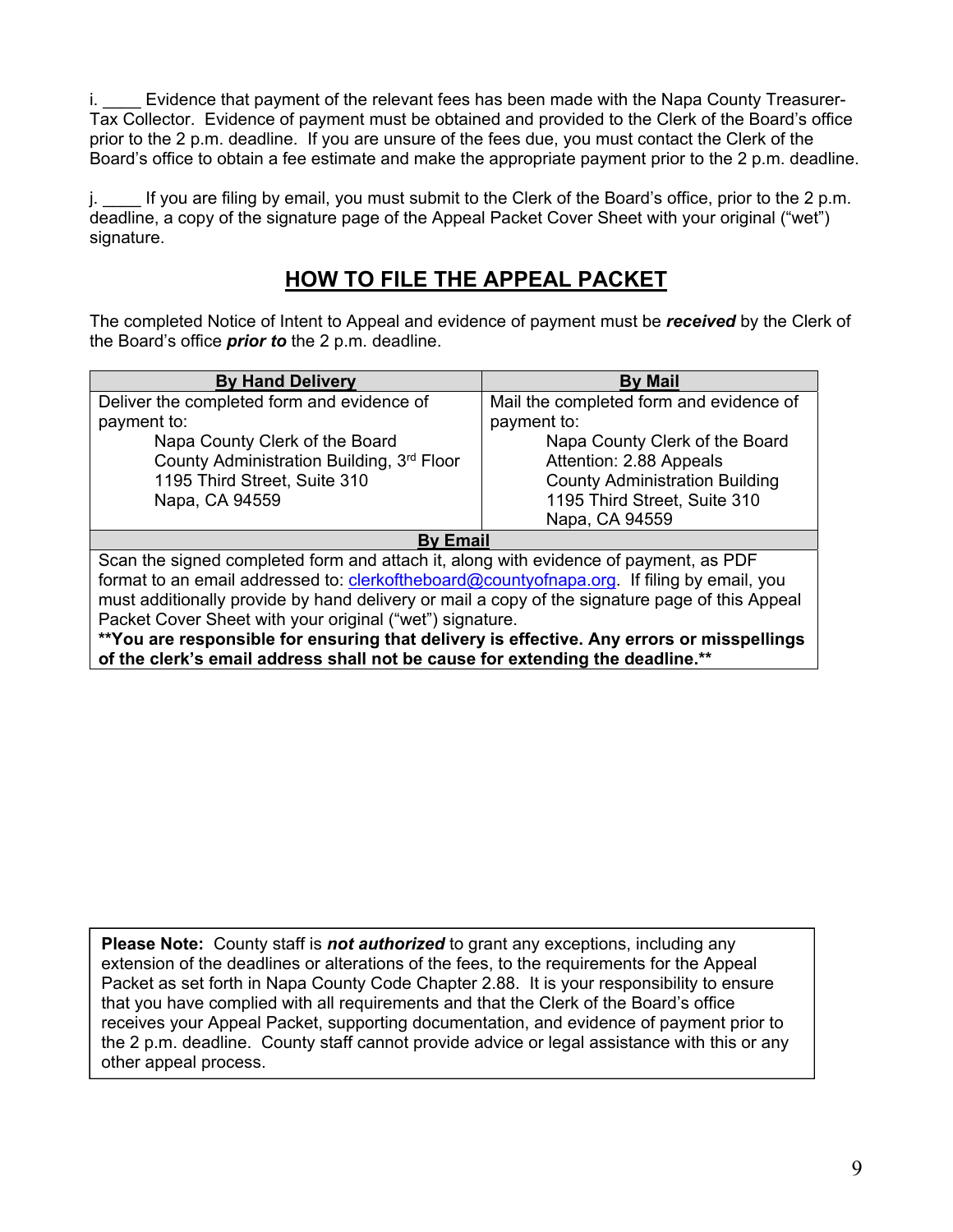i. ____ Evidence that payment of the relevant fees has been made with the Napa County Treasurer-Tax Collector. Evidence of payment must be obtained and provided to the Clerk of the Board's office prior to the 2 p.m. deadline. If you are unsure of the fees due, you must contact the Clerk of the Board's office to obtain a fee estimate and make the appropriate payment prior to the 2 p.m. deadline.

j. ____ If you are filing by email, you must submit to the Clerk of the Board's office, prior to the 2 p.m. deadline, a copy of the signature page of the Appeal Packet Cover Sheet with your original ("wet") signature.

## HOW TO FILE THE APPEAL PACKET

The completed Notice of Intent to Appeal and evidence of payment must be ***received*** by the Clerk of the Board's office ***prior to*** the 2 p.m. deadline.

| **By Hand Delivery** | **By Mail** |
|---|---|
| Deliver the completed form and evidence of payment to:<br>Napa County Clerk of the Board<br>County Administration Building, 3rd Floor<br>1195 Third Street, Suite 310<br>Napa, CA 94559 | Mail the completed form and evidence of payment to:<br>Napa County Clerk of the Board<br>Attention: 2.88 Appeals<br>County Administration Building<br>1195 Third Street, Suite 310<br>Napa, CA 94559 |
| **By Email** | |
| Scan the signed completed form and attach it, along with evidence of payment, as PDF format to an email addressed to: clerkoftheboard@countyofnapa.org. If filing by email, you must additionally provide by hand delivery or mail a copy of the signature page of this Appeal Packet Cover Sheet with your original ("wet") signature.<br>**\*\*You are responsible for ensuring that delivery is effective. Any errors or misspellings of the clerk's email address shall not be cause for extending the deadline.\*\*** | |

**Please Note:** County staff is ***not authorized*** to grant any exceptions, including any extension of the deadlines or alterations of the fees, to the requirements for the Appeal Packet as set forth in Napa County Code Chapter 2.88. It is your responsibility to ensure that you have complied with all requirements and that the Clerk of the Board's office receives your Appeal Packet, supporting documentation, and evidence of payment prior to the 2 p.m. deadline. County staff cannot provide advice or legal assistance with this or any other appeal process.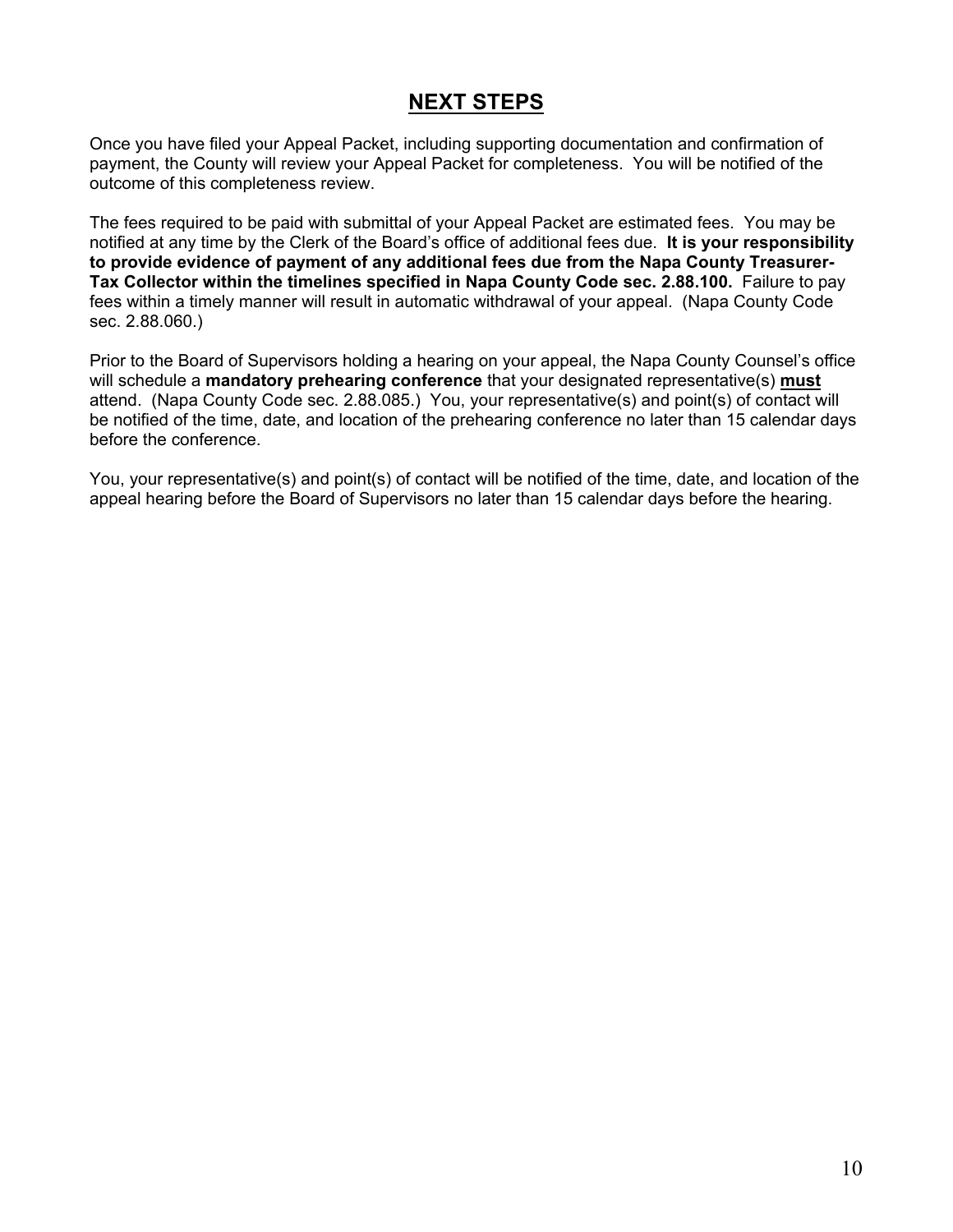# NEXT STEPS

Once you have filed your Appeal Packet, including supporting documentation and confirmation of payment, the County will review your Appeal Packet for completeness. You will be notified of the outcome of this completeness review.

The fees required to be paid with submittal of your Appeal Packet are estimated fees. You may be notified at any time by the Clerk of the Board's office of additional fees due. **It is your responsibility to provide evidence of payment of any additional fees due from the Napa County Treasurer-Tax Collector within the timelines specified in Napa County Code sec. 2.88.100.** Failure to pay fees within a timely manner will result in automatic withdrawal of your appeal. (Napa County Code sec. 2.88.060.)

Prior to the Board of Supervisors holding a hearing on your appeal, the Napa County Counsel's office will schedule a **mandatory prehearing conference** that your designated representative(s) **must** attend. (Napa County Code sec. 2.88.085.) You, your representative(s) and point(s) of contact will be notified of the time, date, and location of the prehearing conference no later than 15 calendar days before the conference.

You, your representative(s) and point(s) of contact will be notified of the time, date, and location of the appeal hearing before the Board of Supervisors no later than 15 calendar days before the hearing.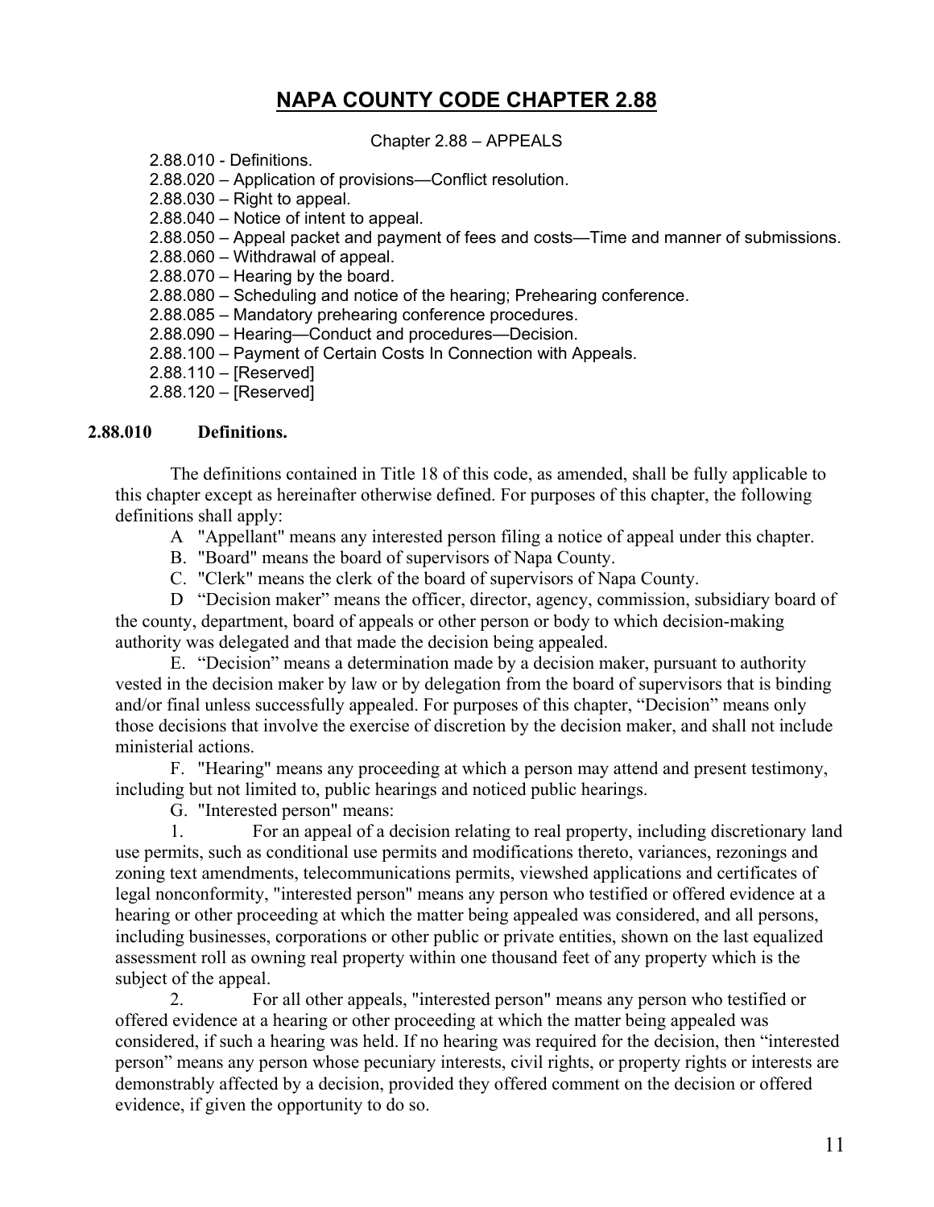# NAPA COUNTY CODE CHAPTER 2.88

Chapter 2.88 – APPEALS

2.88.010 - Definitions.
2.88.020 – Application of provisions—Conflict resolution.
2.88.030 – Right to appeal.
2.88.040 – Notice of intent to appeal.
2.88.050 – Appeal packet and payment of fees and costs—Time and manner of submissions.
2.88.060 – Withdrawal of appeal.
2.88.070 – Hearing by the board.
2.88.080 – Scheduling and notice of the hearing; Prehearing conference.
2.88.085 – Mandatory prehearing conference procedures.
2.88.090 – Hearing—Conduct and procedures—Decision.
2.88.100 – Payment of Certain Costs In Connection with Appeals.
2.88.110 – [Reserved]
2.88.120 – [Reserved]

### 2.88.010 Definitions.

The definitions contained in Title 18 of this code, as amended, shall be fully applicable to this chapter except as hereinafter otherwise defined. For purposes of this chapter, the following definitions shall apply:

A "Appellant" means any interested person filing a notice of appeal under this chapter.

B. "Board" means the board of supervisors of Napa County.

C. "Clerk" means the clerk of the board of supervisors of Napa County.

D "Decision maker" means the officer, director, agency, commission, subsidiary board of the county, department, board of appeals or other person or body to which decision-making authority was delegated and that made the decision being appealed.

E. "Decision" means a determination made by a decision maker, pursuant to authority vested in the decision maker by law or by delegation from the board of supervisors that is binding and/or final unless successfully appealed. For purposes of this chapter, "Decision" means only those decisions that involve the exercise of discretion by the decision maker, and shall not include ministerial actions.

F. "Hearing" means any proceeding at which a person may attend and present testimony, including but not limited to, public hearings and noticed public hearings.

G. "Interested person" means:

1. For an appeal of a decision relating to real property, including discretionary land use permits, such as conditional use permits and modifications thereto, variances, rezonings and zoning text amendments, telecommunications permits, viewshed applications and certificates of legal nonconformity, "interested person" means any person who testified or offered evidence at a hearing or other proceeding at which the matter being appealed was considered, and all persons, including businesses, corporations or other public or private entities, shown on the last equalized assessment roll as owning real property within one thousand feet of any property which is the subject of the appeal.

2. For all other appeals, "interested person" means any person who testified or offered evidence at a hearing or other proceeding at which the matter being appealed was considered, if such a hearing was held. If no hearing was required for the decision, then "interested person" means any person whose pecuniary interests, civil rights, or property rights or interests are demonstrably affected by a decision, provided they offered comment on the decision or offered evidence, if given the opportunity to do so.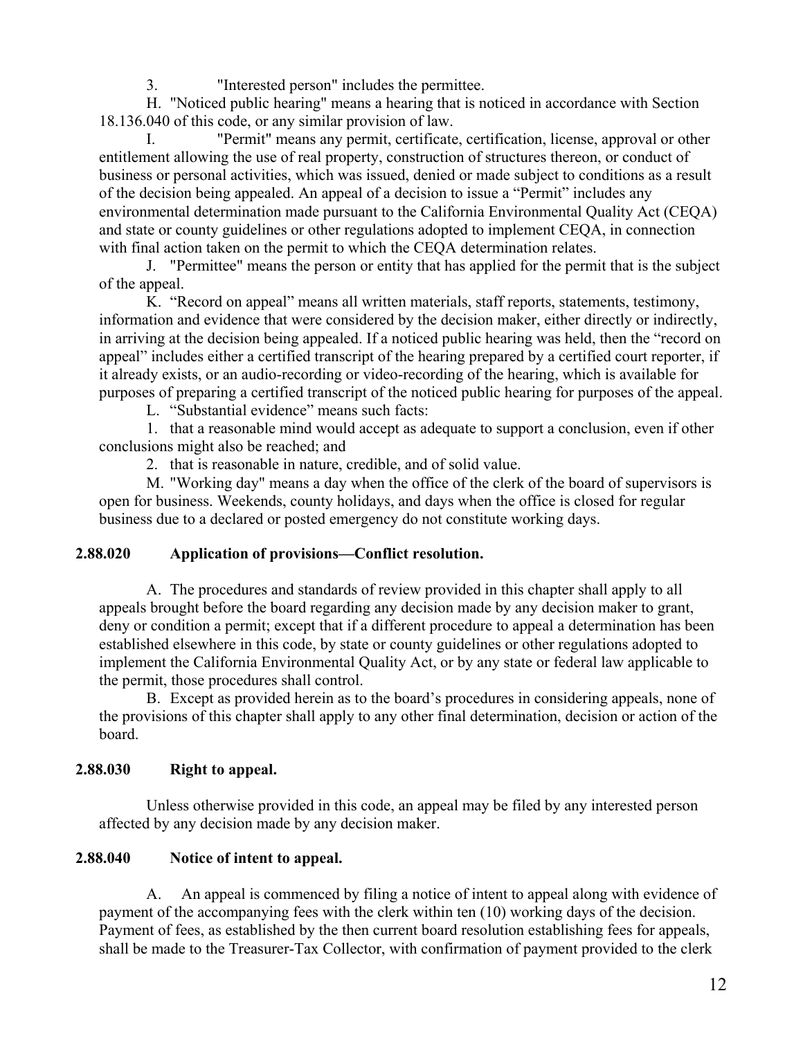3. "Interested person" includes the permittee.

H. "Noticed public hearing" means a hearing that is noticed in accordance with Section 18.136.040 of this code, or any similar provision of law.

I. "Permit" means any permit, certificate, certification, license, approval or other entitlement allowing the use of real property, construction of structures thereon, or conduct of business or personal activities, which was issued, denied or made subject to conditions as a result of the decision being appealed. An appeal of a decision to issue a "Permit" includes any environmental determination made pursuant to the California Environmental Quality Act (CEQA) and state or county guidelines or other regulations adopted to implement CEQA, in connection with final action taken on the permit to which the CEQA determination relates.

J. "Permittee" means the person or entity that has applied for the permit that is the subject of the appeal.

K. "Record on appeal" means all written materials, staff reports, statements, testimony, information and evidence that were considered by the decision maker, either directly or indirectly, in arriving at the decision being appealed. If a noticed public hearing was held, then the "record on appeal" includes either a certified transcript of the hearing prepared by a certified court reporter, if it already exists, or an audio-recording or video-recording of the hearing, which is available for purposes of preparing a certified transcript of the noticed public hearing for purposes of the appeal.

L. "Substantial evidence" means such facts:

1. that a reasonable mind would accept as adequate to support a conclusion, even if other conclusions might also be reached; and

2. that is reasonable in nature, credible, and of solid value.

M. "Working day" means a day when the office of the clerk of the board of supervisors is open for business. Weekends, county holidays, and days when the office is closed for regular business due to a declared or posted emergency do not constitute working days.

**2.88.020 Application of provisions—Conflict resolution.**

A. The procedures and standards of review provided in this chapter shall apply to all appeals brought before the board regarding any decision made by any decision maker to grant, deny or condition a permit; except that if a different procedure to appeal a determination has been established elsewhere in this code, by state or county guidelines or other regulations adopted to implement the California Environmental Quality Act, or by any state or federal law applicable to the permit, those procedures shall control.

B. Except as provided herein as to the board's procedures in considering appeals, none of the provisions of this chapter shall apply to any other final determination, decision or action of the board.

**2.88.030 Right to appeal.**

Unless otherwise provided in this code, an appeal may be filed by any interested person affected by any decision made by any decision maker.

**2.88.040 Notice of intent to appeal.**

A. An appeal is commenced by filing a notice of intent to appeal along with evidence of payment of the accompanying fees with the clerk within ten (10) working days of the decision. Payment of fees, as established by the then current board resolution establishing fees for appeals, shall be made to the Treasurer-Tax Collector, with confirmation of payment provided to the clerk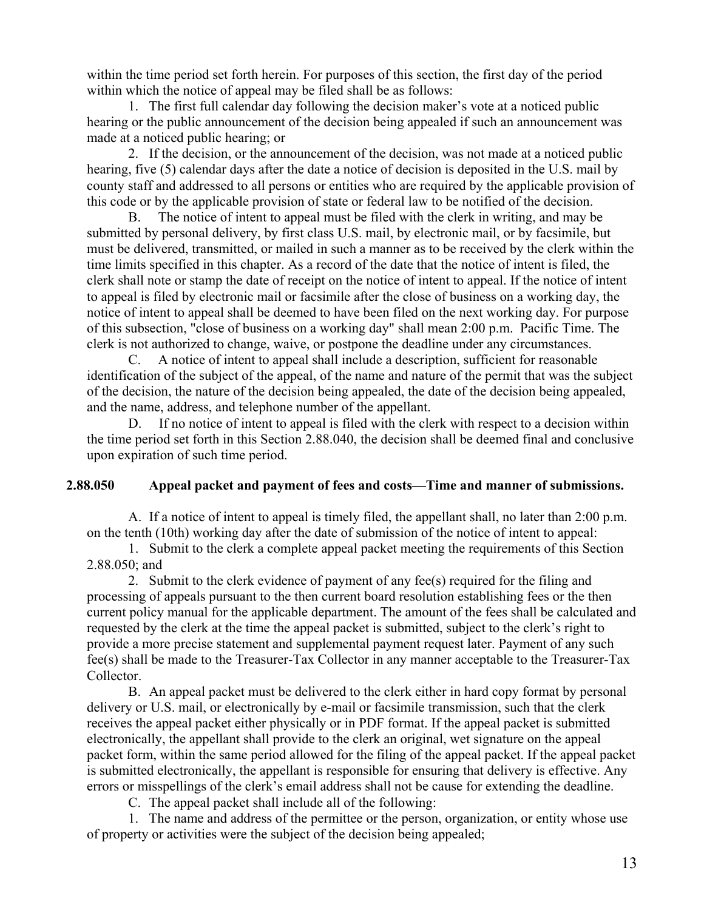within the time period set forth herein. For purposes of this section, the first day of the period within which the notice of appeal may be filed shall be as follows:

1. The first full calendar day following the decision maker's vote at a noticed public hearing or the public announcement of the decision being appealed if such an announcement was made at a noticed public hearing; or

2. If the decision, or the announcement of the decision, was not made at a noticed public hearing, five (5) calendar days after the date a notice of decision is deposited in the U.S. mail by county staff and addressed to all persons or entities who are required by the applicable provision of this code or by the applicable provision of state or federal law to be notified of the decision.

B. The notice of intent to appeal must be filed with the clerk in writing, and may be submitted by personal delivery, by first class U.S. mail, by electronic mail, or by facsimile, but must be delivered, transmitted, or mailed in such a manner as to be received by the clerk within the time limits specified in this chapter. As a record of the date that the notice of intent is filed, the clerk shall note or stamp the date of receipt on the notice of intent to appeal. If the notice of intent to appeal is filed by electronic mail or facsimile after the close of business on a working day, the notice of intent to appeal shall be deemed to have been filed on the next working day. For purpose of this subsection, "close of business on a working day" shall mean 2:00 p.m. Pacific Time. The clerk is not authorized to change, waive, or postpone the deadline under any circumstances.

C. A notice of intent to appeal shall include a description, sufficient for reasonable identification of the subject of the appeal, of the name and nature of the permit that was the subject of the decision, the nature of the decision being appealed, the date of the decision being appealed, and the name, address, and telephone number of the appellant.

D. If no notice of intent to appeal is filed with the clerk with respect to a decision within the time period set forth in this Section 2.88.040, the decision shall be deemed final and conclusive upon expiration of such time period.

### 2.88.050 Appeal packet and payment of fees and costs—Time and manner of submissions.

A. If a notice of intent to appeal is timely filed, the appellant shall, no later than 2:00 p.m. on the tenth (10th) working day after the date of submission of the notice of intent to appeal:

1. Submit to the clerk a complete appeal packet meeting the requirements of this Section 2.88.050; and

2. Submit to the clerk evidence of payment of any fee(s) required for the filing and processing of appeals pursuant to the then current board resolution establishing fees or the then current policy manual for the applicable department. The amount of the fees shall be calculated and requested by the clerk at the time the appeal packet is submitted, subject to the clerk's right to provide a more precise statement and supplemental payment request later. Payment of any such fee(s) shall be made to the Treasurer-Tax Collector in any manner acceptable to the Treasurer-Tax Collector.

B. An appeal packet must be delivered to the clerk either in hard copy format by personal delivery or U.S. mail, or electronically by e-mail or facsimile transmission, such that the clerk receives the appeal packet either physically or in PDF format. If the appeal packet is submitted electronically, the appellant shall provide to the clerk an original, wet signature on the appeal packet form, within the same period allowed for the filing of the appeal packet. If the appeal packet is submitted electronically, the appellant is responsible for ensuring that delivery is effective. Any errors or misspellings of the clerk's email address shall not be cause for extending the deadline.

C. The appeal packet shall include all of the following:

1. The name and address of the permittee or the person, organization, or entity whose use of property or activities were the subject of the decision being appealed;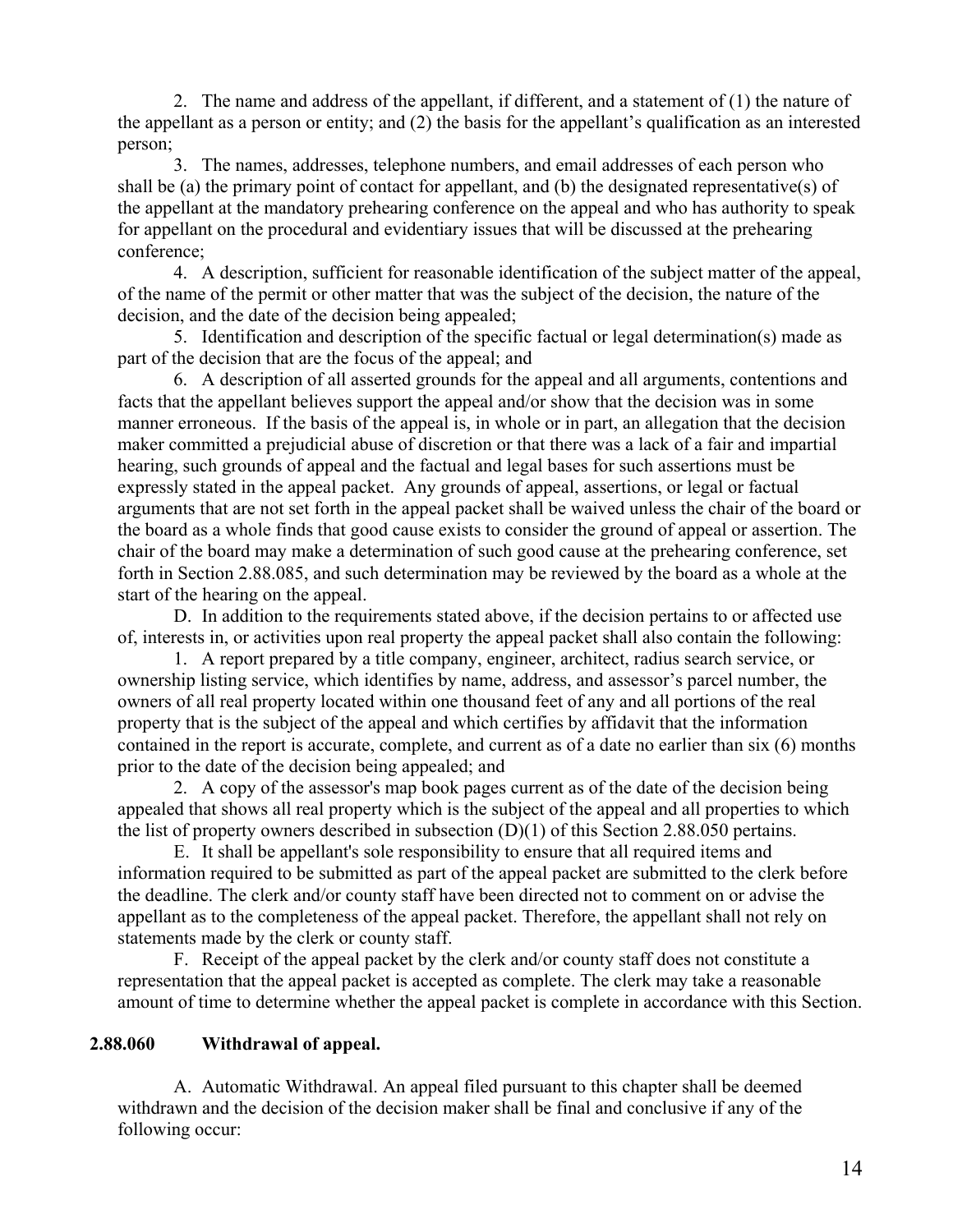2. The name and address of the appellant, if different, and a statement of (1) the nature of the appellant as a person or entity; and (2) the basis for the appellant's qualification as an interested person;

3. The names, addresses, telephone numbers, and email addresses of each person who shall be (a) the primary point of contact for appellant, and (b) the designated representative(s) of the appellant at the mandatory prehearing conference on the appeal and who has authority to speak for appellant on the procedural and evidentiary issues that will be discussed at the prehearing conference;

4. A description, sufficient for reasonable identification of the subject matter of the appeal, of the name of the permit or other matter that was the subject of the decision, the nature of the decision, and the date of the decision being appealed;

5. Identification and description of the specific factual or legal determination(s) made as part of the decision that are the focus of the appeal; and

6. A description of all asserted grounds for the appeal and all arguments, contentions and facts that the appellant believes support the appeal and/or show that the decision was in some manner erroneous. If the basis of the appeal is, in whole or in part, an allegation that the decision maker committed a prejudicial abuse of discretion or that there was a lack of a fair and impartial hearing, such grounds of appeal and the factual and legal bases for such assertions must be expressly stated in the appeal packet. Any grounds of appeal, assertions, or legal or factual arguments that are not set forth in the appeal packet shall be waived unless the chair of the board or the board as a whole finds that good cause exists to consider the ground of appeal or assertion. The chair of the board may make a determination of such good cause at the prehearing conference, set forth in Section 2.88.085, and such determination may be reviewed by the board as a whole at the start of the hearing on the appeal.

D. In addition to the requirements stated above, if the decision pertains to or affected use of, interests in, or activities upon real property the appeal packet shall also contain the following:

1. A report prepared by a title company, engineer, architect, radius search service, or ownership listing service, which identifies by name, address, and assessor's parcel number, the owners of all real property located within one thousand feet of any and all portions of the real property that is the subject of the appeal and which certifies by affidavit that the information contained in the report is accurate, complete, and current as of a date no earlier than six (6) months prior to the date of the decision being appealed; and

2. A copy of the assessor's map book pages current as of the date of the decision being appealed that shows all real property which is the subject of the appeal and all properties to which the list of property owners described in subsection (D)(1) of this Section 2.88.050 pertains.

E. It shall be appellant's sole responsibility to ensure that all required items and information required to be submitted as part of the appeal packet are submitted to the clerk before the deadline. The clerk and/or county staff have been directed not to comment on or advise the appellant as to the completeness of the appeal packet. Therefore, the appellant shall not rely on statements made by the clerk or county staff.

F. Receipt of the appeal packet by the clerk and/or county staff does not constitute a representation that the appeal packet is accepted as complete. The clerk may take a reasonable amount of time to determine whether the appeal packet is complete in accordance with this Section.

### 2.88.060 Withdrawal of appeal.

A. Automatic Withdrawal. An appeal filed pursuant to this chapter shall be deemed withdrawn and the decision of the decision maker shall be final and conclusive if any of the following occur: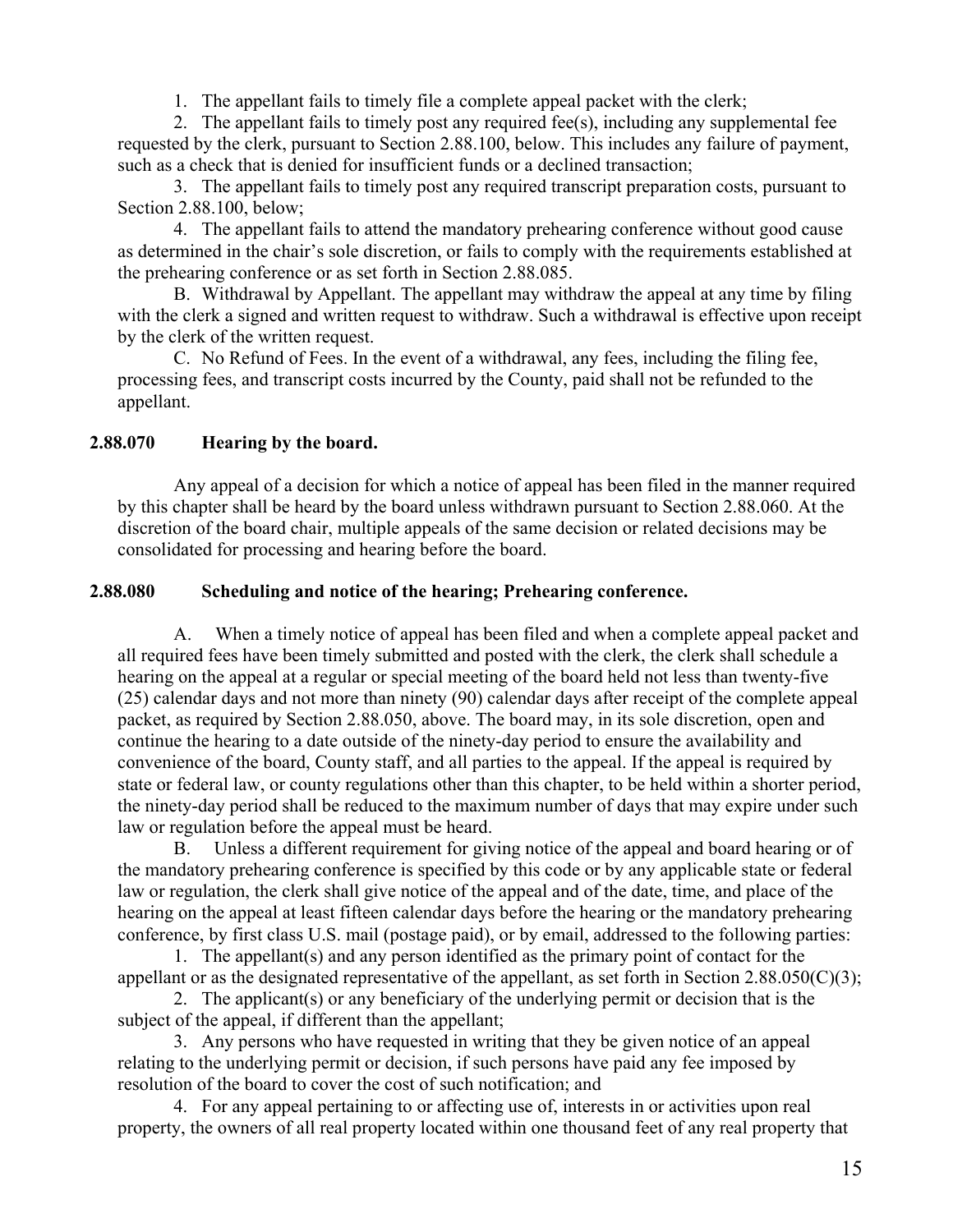1. The appellant fails to timely file a complete appeal packet with the clerk;

2. The appellant fails to timely post any required fee(s), including any supplemental fee requested by the clerk, pursuant to Section 2.88.100, below. This includes any failure of payment, such as a check that is denied for insufficient funds or a declined transaction;

3. The appellant fails to timely post any required transcript preparation costs, pursuant to Section 2.88.100, below;

4. The appellant fails to attend the mandatory prehearing conference without good cause as determined in the chair's sole discretion, or fails to comply with the requirements established at the prehearing conference or as set forth in Section 2.88.085.

B. Withdrawal by Appellant. The appellant may withdraw the appeal at any time by filing with the clerk a signed and written request to withdraw. Such a withdrawal is effective upon receipt by the clerk of the written request.

C. No Refund of Fees. In the event of a withdrawal, any fees, including the filing fee, processing fees, and transcript costs incurred by the County, paid shall not be refunded to the appellant.

### 2.88.070 Hearing by the board.

Any appeal of a decision for which a notice of appeal has been filed in the manner required by this chapter shall be heard by the board unless withdrawn pursuant to Section 2.88.060. At the discretion of the board chair, multiple appeals of the same decision or related decisions may be consolidated for processing and hearing before the board.

### 2.88.080 Scheduling and notice of the hearing; Prehearing conference.

A. When a timely notice of appeal has been filed and when a complete appeal packet and all required fees have been timely submitted and posted with the clerk, the clerk shall schedule a hearing on the appeal at a regular or special meeting of the board held not less than twenty-five (25) calendar days and not more than ninety (90) calendar days after receipt of the complete appeal packet, as required by Section 2.88.050, above. The board may, in its sole discretion, open and continue the hearing to a date outside of the ninety-day period to ensure the availability and convenience of the board, County staff, and all parties to the appeal. If the appeal is required by state or federal law, or county regulations other than this chapter, to be held within a shorter period, the ninety-day period shall be reduced to the maximum number of days that may expire under such law or regulation before the appeal must be heard.

B. Unless a different requirement for giving notice of the appeal and board hearing or of the mandatory prehearing conference is specified by this code or by any applicable state or federal law or regulation, the clerk shall give notice of the appeal and of the date, time, and place of the hearing on the appeal at least fifteen calendar days before the hearing or the mandatory prehearing conference, by first class U.S. mail (postage paid), or by email, addressed to the following parties:

1. The appellant(s) and any person identified as the primary point of contact for the appellant or as the designated representative of the appellant, as set forth in Section 2.88.050(C)(3);

2. The applicant(s) or any beneficiary of the underlying permit or decision that is the subject of the appeal, if different than the appellant;

3. Any persons who have requested in writing that they be given notice of an appeal relating to the underlying permit or decision, if such persons have paid any fee imposed by resolution of the board to cover the cost of such notification; and

4. For any appeal pertaining to or affecting use of, interests in or activities upon real property, the owners of all real property located within one thousand feet of any real property that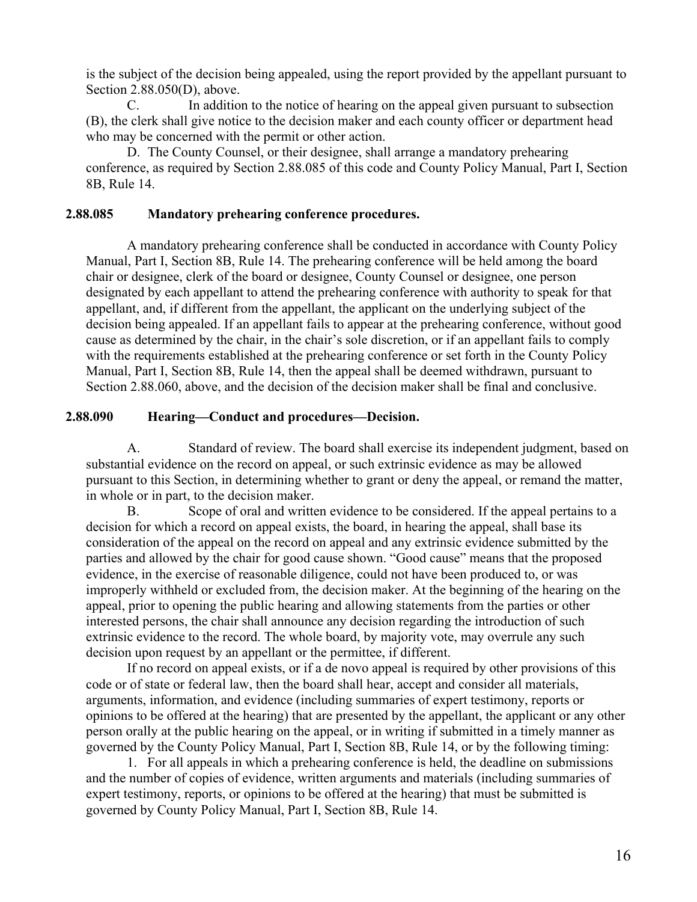is the subject of the decision being appealed, using the report provided by the appellant pursuant to Section 2.88.050(D), above.

C. In addition to the notice of hearing on the appeal given pursuant to subsection (B), the clerk shall give notice to the decision maker and each county officer or department head who may be concerned with the permit or other action.

D. The County Counsel, or their designee, shall arrange a mandatory prehearing conference, as required by Section 2.88.085 of this code and County Policy Manual, Part I, Section 8B, Rule 14.

**2.88.085 Mandatory prehearing conference procedures.**

A mandatory prehearing conference shall be conducted in accordance with County Policy Manual, Part I, Section 8B, Rule 14. The prehearing conference will be held among the board chair or designee, clerk of the board or designee, County Counsel or designee, one person designated by each appellant to attend the prehearing conference with authority to speak for that appellant, and, if different from the appellant, the applicant on the underlying subject of the decision being appealed. If an appellant fails to appear at the prehearing conference, without good cause as determined by the chair, in the chair's sole discretion, or if an appellant fails to comply with the requirements established at the prehearing conference or set forth in the County Policy Manual, Part I, Section 8B, Rule 14, then the appeal shall be deemed withdrawn, pursuant to Section 2.88.060, above, and the decision of the decision maker shall be final and conclusive.

**2.88.090 Hearing—Conduct and procedures—Decision.**

A. Standard of review. The board shall exercise its independent judgment, based on substantial evidence on the record on appeal, or such extrinsic evidence as may be allowed pursuant to this Section, in determining whether to grant or deny the appeal, or remand the matter, in whole or in part, to the decision maker.

B. Scope of oral and written evidence to be considered. If the appeal pertains to a decision for which a record on appeal exists, the board, in hearing the appeal, shall base its consideration of the appeal on the record on appeal and any extrinsic evidence submitted by the parties and allowed by the chair for good cause shown. "Good cause" means that the proposed evidence, in the exercise of reasonable diligence, could not have been produced to, or was improperly withheld or excluded from, the decision maker. At the beginning of the hearing on the appeal, prior to opening the public hearing and allowing statements from the parties or other interested persons, the chair shall announce any decision regarding the introduction of such extrinsic evidence to the record. The whole board, by majority vote, may overrule any such decision upon request by an appellant or the permittee, if different.

If no record on appeal exists, or if a de novo appeal is required by other provisions of this code or of state or federal law, then the board shall hear, accept and consider all materials, arguments, information, and evidence (including summaries of expert testimony, reports or opinions to be offered at the hearing) that are presented by the appellant, the applicant or any other person orally at the public hearing on the appeal, or in writing if submitted in a timely manner as governed by the County Policy Manual, Part I, Section 8B, Rule 14, or by the following timing:

1. For all appeals in which a prehearing conference is held, the deadline on submissions and the number of copies of evidence, written arguments and materials (including summaries of expert testimony, reports, or opinions to be offered at the hearing) that must be submitted is governed by County Policy Manual, Part I, Section 8B, Rule 14.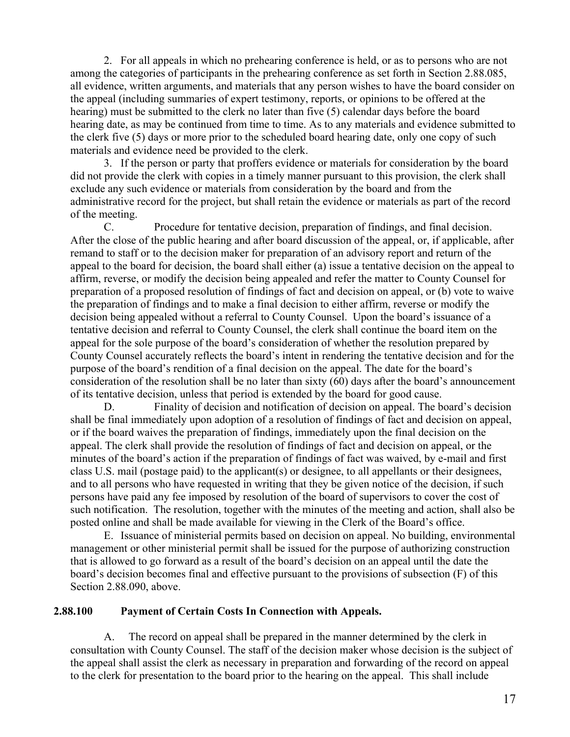2. For all appeals in which no prehearing conference is held, or as to persons who are not among the categories of participants in the prehearing conference as set forth in Section 2.88.085, all evidence, written arguments, and materials that any person wishes to have the board consider on the appeal (including summaries of expert testimony, reports, or opinions to be offered at the hearing) must be submitted to the clerk no later than five (5) calendar days before the board hearing date, as may be continued from time to time. As to any materials and evidence submitted to the clerk five (5) days or more prior to the scheduled board hearing date, only one copy of such materials and evidence need be provided to the clerk.

3. If the person or party that proffers evidence or materials for consideration by the board did not provide the clerk with copies in a timely manner pursuant to this provision, the clerk shall exclude any such evidence or materials from consideration by the board and from the administrative record for the project, but shall retain the evidence or materials as part of the record of the meeting.

C. Procedure for tentative decision, preparation of findings, and final decision. After the close of the public hearing and after board discussion of the appeal, or, if applicable, after remand to staff or to the decision maker for preparation of an advisory report and return of the appeal to the board for decision, the board shall either (a) issue a tentative decision on the appeal to affirm, reverse, or modify the decision being appealed and refer the matter to County Counsel for preparation of a proposed resolution of findings of fact and decision on appeal, or (b) vote to waive the preparation of findings and to make a final decision to either affirm, reverse or modify the decision being appealed without a referral to County Counsel. Upon the board's issuance of a tentative decision and referral to County Counsel, the clerk shall continue the board item on the appeal for the sole purpose of the board's consideration of whether the resolution prepared by County Counsel accurately reflects the board's intent in rendering the tentative decision and for the purpose of the board's rendition of a final decision on the appeal. The date for the board's consideration of the resolution shall be no later than sixty (60) days after the board's announcement of its tentative decision, unless that period is extended by the board for good cause.

D. Finality of decision and notification of decision on appeal. The board's decision shall be final immediately upon adoption of a resolution of findings of fact and decision on appeal, or if the board waives the preparation of findings, immediately upon the final decision on the appeal. The clerk shall provide the resolution of findings of fact and decision on appeal, or the minutes of the board's action if the preparation of findings of fact was waived, by e-mail and first class U.S. mail (postage paid) to the applicant(s) or designee, to all appellants or their designees, and to all persons who have requested in writing that they be given notice of the decision, if such persons have paid any fee imposed by resolution of the board of supervisors to cover the cost of such notification. The resolution, together with the minutes of the meeting and action, shall also be posted online and shall be made available for viewing in the Clerk of the Board's office.

E. Issuance of ministerial permits based on decision on appeal. No building, environmental management or other ministerial permit shall be issued for the purpose of authorizing construction that is allowed to go forward as a result of the board's decision on an appeal until the date the board's decision becomes final and effective pursuant to the provisions of subsection (F) of this Section 2.88.090, above.

## 2.88.100 Payment of Certain Costs In Connection with Appeals.

A. The record on appeal shall be prepared in the manner determined by the clerk in consultation with County Counsel. The staff of the decision maker whose decision is the subject of the appeal shall assist the clerk as necessary in preparation and forwarding of the record on appeal to the clerk for presentation to the board prior to the hearing on the appeal. This shall include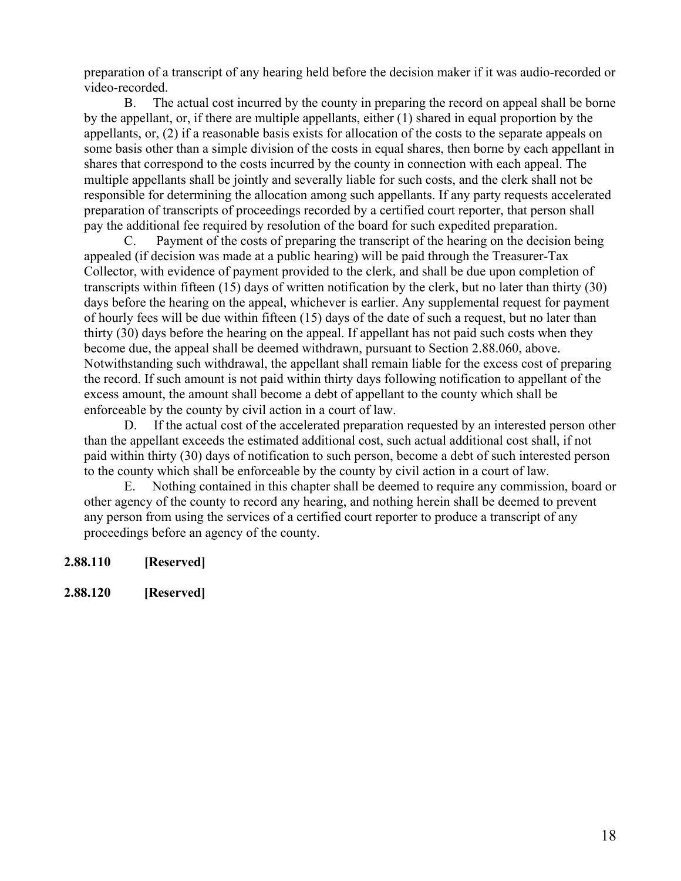preparation of a transcript of any hearing held before the decision maker if it was audio-recorded or video-recorded.

B. The actual cost incurred by the county in preparing the record on appeal shall be borne by the appellant, or, if there are multiple appellants, either (1) shared in equal proportion by the appellants, or, (2) if a reasonable basis exists for allocation of the costs to the separate appeals on some basis other than a simple division of the costs in equal shares, then borne by each appellant in shares that correspond to the costs incurred by the county in connection with each appeal. The multiple appellants shall be jointly and severally liable for such costs, and the clerk shall not be responsible for determining the allocation among such appellants. If any party requests accelerated preparation of transcripts of proceedings recorded by a certified court reporter, that person shall pay the additional fee required by resolution of the board for such expedited preparation.

C. Payment of the costs of preparing the transcript of the hearing on the decision being appealed (if decision was made at a public hearing) will be paid through the Treasurer-Tax Collector, with evidence of payment provided to the clerk, and shall be due upon completion of transcripts within fifteen (15) days of written notification by the clerk, but no later than thirty (30) days before the hearing on the appeal, whichever is earlier. Any supplemental request for payment of hourly fees will be due within fifteen (15) days of the date of such a request, but no later than thirty (30) days before the hearing on the appeal. If appellant has not paid such costs when they become due, the appeal shall be deemed withdrawn, pursuant to Section 2.88.060, above. Notwithstanding such withdrawal, the appellant shall remain liable for the excess cost of preparing the record. If such amount is not paid within thirty days following notification to appellant of the excess amount, the amount shall become a debt of appellant to the county which shall be enforceable by the county by civil action in a court of law.

D. If the actual cost of the accelerated preparation requested by an interested person other than the appellant exceeds the estimated additional cost, such actual additional cost shall, if not paid within thirty (30) days of notification to such person, become a debt of such interested person to the county which shall be enforceable by the county by civil action in a court of law.

E. Nothing contained in this chapter shall be deemed to require any commission, board or other agency of the county to record any hearing, and nothing herein shall be deemed to prevent any person from using the services of a certified court reporter to produce a transcript of any proceedings before an agency of the county.

**2.88.110 [Reserved]**

**2.88.120 [Reserved]**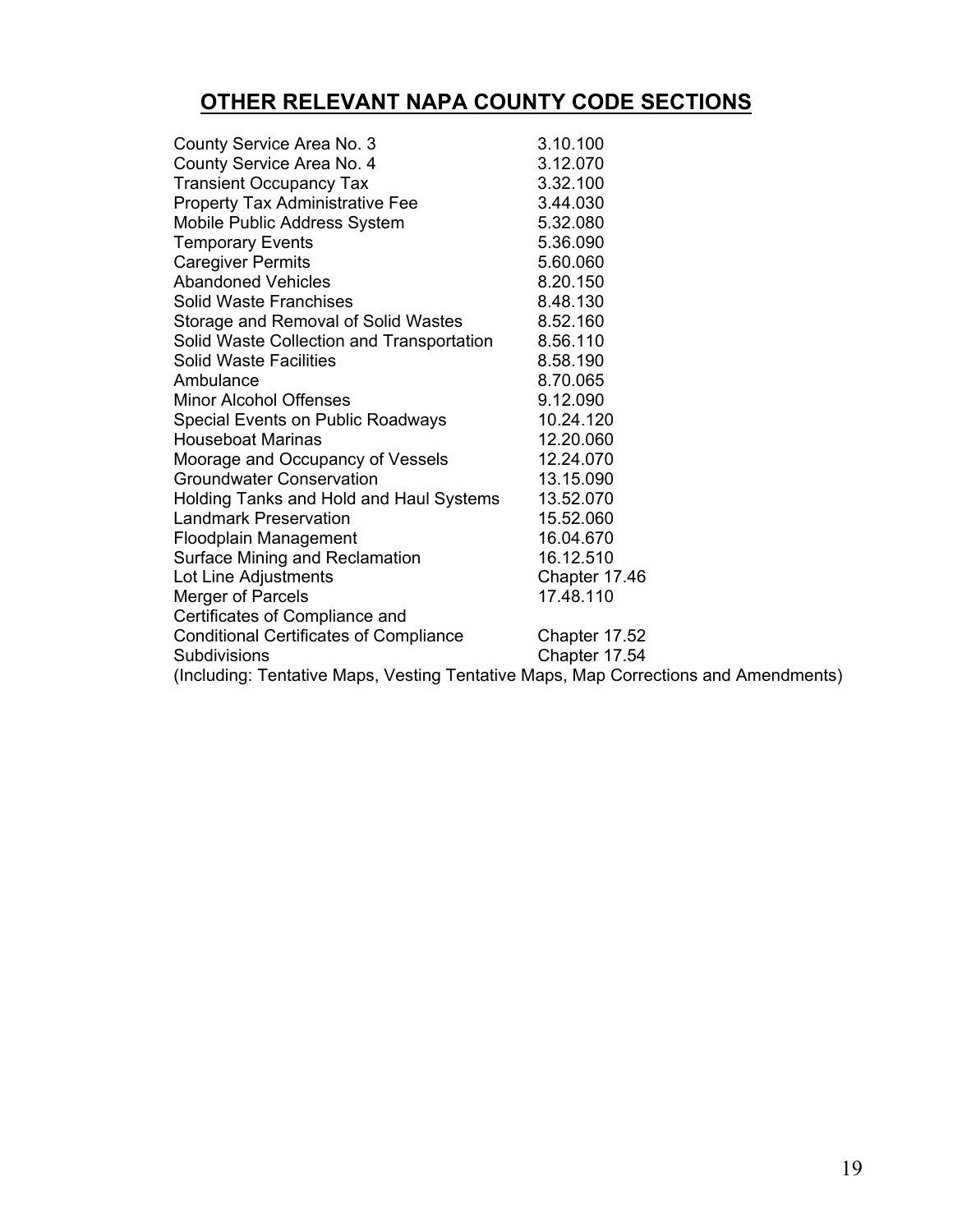## OTHER RELEVANT NAPA COUNTY CODE SECTIONS

| | |
|---|---|
| County Service Area No. 3 | 3.10.100 |
| County Service Area No. 4 | 3.12.070 |
| Transient Occupancy Tax | 3.32.100 |
| Property Tax Administrative Fee | 3.44.030 |
| Mobile Public Address System | 5.32.080 |
| Temporary Events | 5.36.090 |
| Caregiver Permits | 5.60.060 |
| Abandoned Vehicles | 8.20.150 |
| Solid Waste Franchises | 8.48.130 |
| Storage and Removal of Solid Wastes | 8.52.160 |
| Solid Waste Collection and Transportation | 8.56.110 |
| Solid Waste Facilities | 8.58.190 |
| Ambulance | 8.70.065 |
| Minor Alcohol Offenses | 9.12.090 |
| Special Events on Public Roadways | 10.24.120 |
| Houseboat Marinas | 12.20.060 |
| Moorage and Occupancy of Vessels | 12.24.070 |
| Groundwater Conservation | 13.15.090 |
| Holding Tanks and Hold and Haul Systems | 13.52.070 |
| Landmark Preservation | 15.52.060 |
| Floodplain Management | 16.04.670 |
| Surface Mining and Reclamation | 16.12.510 |
| Lot Line Adjustments | Chapter 17.46 |
| Merger of Parcels | 17.48.110 |
| Certificates of Compliance and Conditional Certificates of Compliance | Chapter 17.52 |
| Subdivisions | Chapter 17.54 |

(Including: Tentative Maps, Vesting Tentative Maps, Map Corrections and Amendments)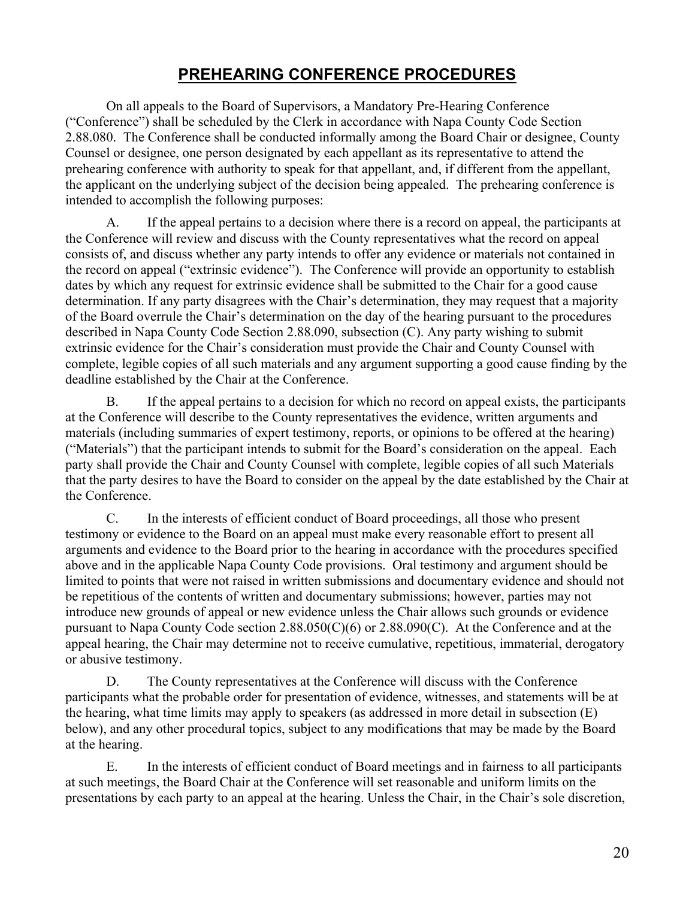# PREHEARING CONFERENCE PROCEDURES

On all appeals to the Board of Supervisors, a Mandatory Pre-Hearing Conference ("Conference") shall be scheduled by the Clerk in accordance with Napa County Code Section 2.88.080. The Conference shall be conducted informally among the Board Chair or designee, County Counsel or designee, one person designated by each appellant as its representative to attend the prehearing conference with authority to speak for that appellant, and, if different from the appellant, the applicant on the underlying subject of the decision being appealed. The prehearing conference is intended to accomplish the following purposes:

A. If the appeal pertains to a decision where there is a record on appeal, the participants at the Conference will review and discuss with the County representatives what the record on appeal consists of, and discuss whether any party intends to offer any evidence or materials not contained in the record on appeal ("extrinsic evidence"). The Conference will provide an opportunity to establish dates by which any request for extrinsic evidence shall be submitted to the Chair for a good cause determination. If any party disagrees with the Chair's determination, they may request that a majority of the Board overrule the Chair's determination on the day of the hearing pursuant to the procedures described in Napa County Code Section 2.88.090, subsection (C). Any party wishing to submit extrinsic evidence for the Chair's consideration must provide the Chair and County Counsel with complete, legible copies of all such materials and any argument supporting a good cause finding by the deadline established by the Chair at the Conference.

B. If the appeal pertains to a decision for which no record on appeal exists, the participants at the Conference will describe to the County representatives the evidence, written arguments and materials (including summaries of expert testimony, reports, or opinions to be offered at the hearing) ("Materials") that the participant intends to submit for the Board's consideration on the appeal. Each party shall provide the Chair and County Counsel with complete, legible copies of all such Materials that the party desires to have the Board to consider on the appeal by the date established by the Chair at the Conference.

C. In the interests of efficient conduct of Board proceedings, all those who present testimony or evidence to the Board on an appeal must make every reasonable effort to present all arguments and evidence to the Board prior to the hearing in accordance with the procedures specified above and in the applicable Napa County Code provisions. Oral testimony and argument should be limited to points that were not raised in written submissions and documentary evidence and should not be repetitious of the contents of written and documentary submissions; however, parties may not introduce new grounds of appeal or new evidence unless the Chair allows such grounds or evidence pursuant to Napa County Code section 2.88.050(C)(6) or 2.88.090(C). At the Conference and at the appeal hearing, the Chair may determine not to receive cumulative, repetitious, immaterial, derogatory or abusive testimony.

D. The County representatives at the Conference will discuss with the Conference participants what the probable order for presentation of evidence, witnesses, and statements will be at the hearing, what time limits may apply to speakers (as addressed in more detail in subsection (E) below), and any other procedural topics, subject to any modifications that may be made by the Board at the hearing.

E. In the interests of efficient conduct of Board meetings and in fairness to all participants at such meetings, the Board Chair at the Conference will set reasonable and uniform limits on the presentations by each party to an appeal at the hearing. Unless the Chair, in the Chair's sole discretion,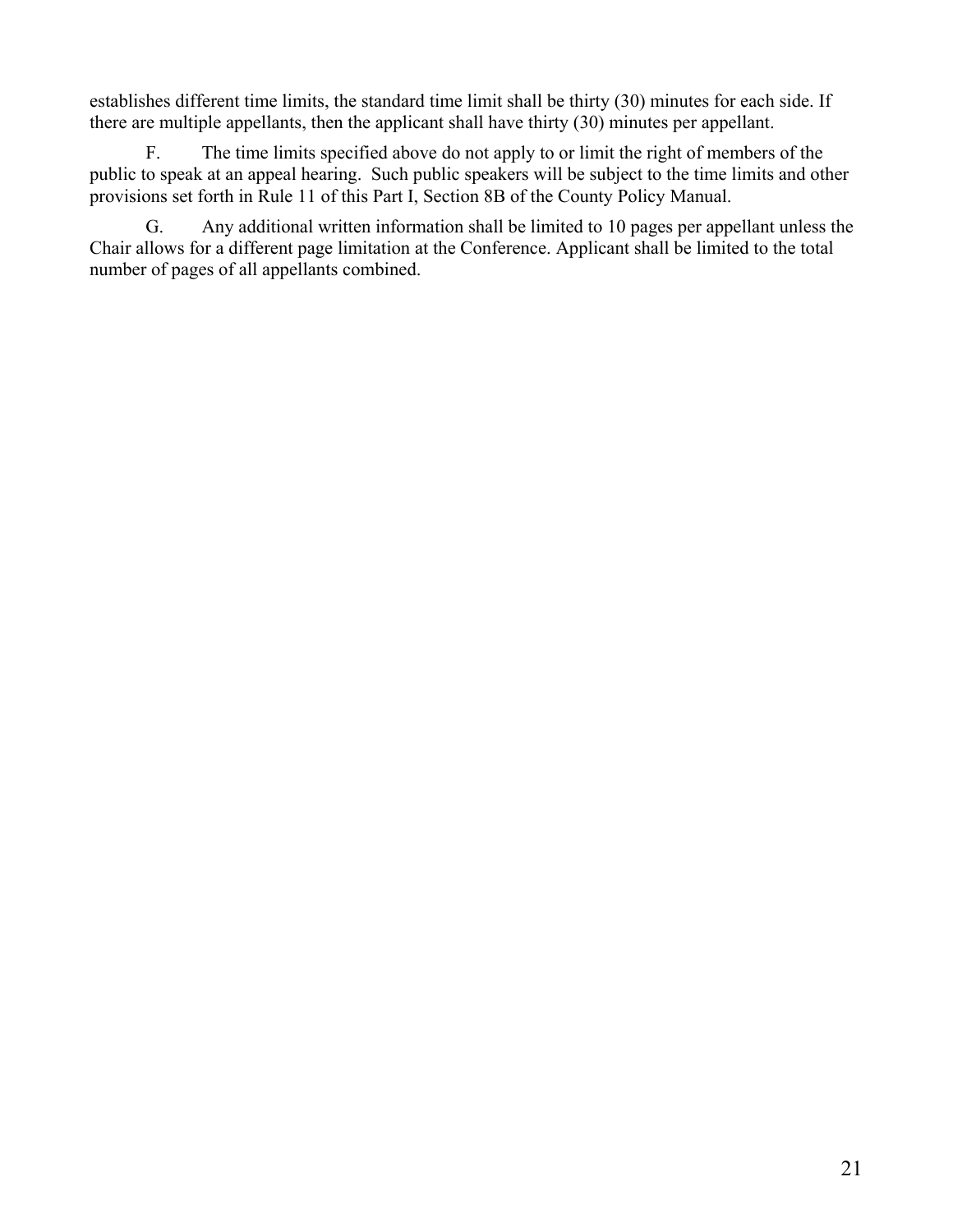establishes different time limits, the standard time limit shall be thirty (30) minutes for each side. If there are multiple appellants, then the applicant shall have thirty (30) minutes per appellant.

F. The time limits specified above do not apply to or limit the right of members of the public to speak at an appeal hearing. Such public speakers will be subject to the time limits and other provisions set forth in Rule 11 of this Part I, Section 8B of the County Policy Manual.

G. Any additional written information shall be limited to 10 pages per appellant unless the Chair allows for a different page limitation at the Conference. Applicant shall be limited to the total number of pages of all appellants combined.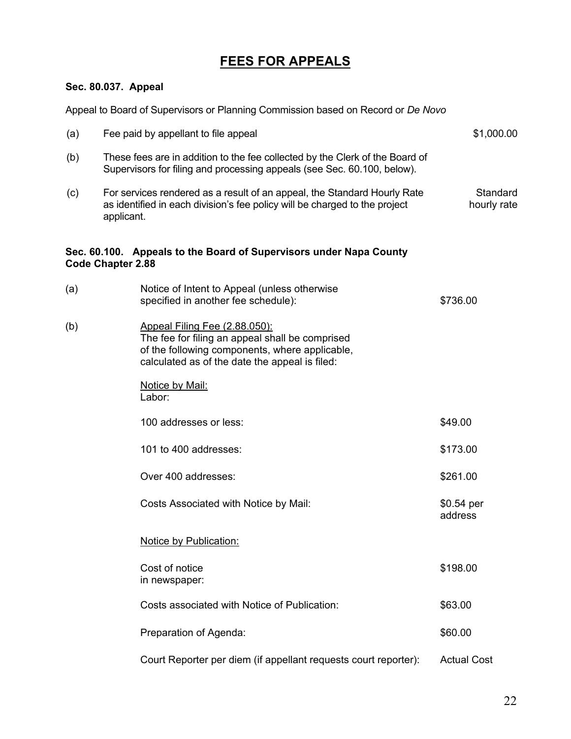# FEES FOR APPEALS

**Sec. 80.037. Appeal**

Appeal to Board of Supervisors or Planning Commission based on Record or *De Novo*

| | | |
|---|---|---|
| (a) | Fee paid by appellant to file appeal | $1,000.00 |
| (b) | These fees are in addition to the fee collected by the Clerk of the Board of Supervisors for filing and processing appeals (see Sec. 60.100, below). | |
| (c) | For services rendered as a result of an appeal, the Standard Hourly Rate as identified in each division's fee policy will be charged to the project applicant. | Standard hourly rate |

**Sec. 60.100. Appeals to the Board of Supervisors under Napa County Code Chapter 2.88**

| | | |
|---|---|---|
| (a) | Notice of Intent to Appeal (unless otherwise specified in another fee schedule): | $736.00 |
| (b) | Appeal Filing Fee (2.88.050): The fee for filing an appeal shall be comprised of the following components, where applicable, calculated as of the date the appeal is filed: | |
| | Notice by Mail: Labor: | |
| | 100 addresses or less: | $49.00 |
| | 101 to 400 addresses: | $173.00 |
| | Over 400 addresses: | $261.00 |
| | Costs Associated with Notice by Mail: | $0.54 per address |
| | Notice by Publication: | |
| | Cost of notice in newspaper: | $198.00 |
| | Costs associated with Notice of Publication: | $63.00 |
| | Preparation of Agenda: | $60.00 |
| | Court Reporter per diem (if appellant requests court reporter): | Actual Cost |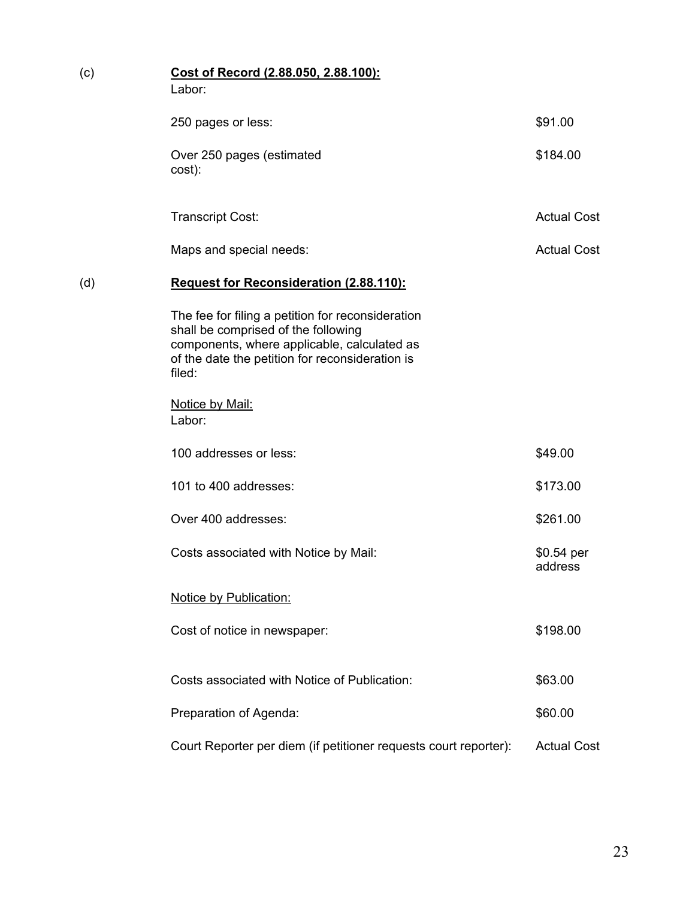(c) **<u>Cost of Record (2.88.050, 2.88.100):</u>**

Labor:

| | |
|---|---|
| 250 pages or less: | $91.00 |
| Over 250 pages (estimated cost): | $184.00 |
| Transcript Cost: | Actual Cost |
| Maps and special needs: | Actual Cost |

(d) **<u>Request for Reconsideration (2.88.110):</u>**

The fee for filing a petition for reconsideration shall be comprised of the following components, where applicable, calculated as of the date the petition for reconsideration is filed:

<u>Notice by Mail:</u>

Labor:

| | |
|---|---|
| 100 addresses or less: | $49.00 |
| 101 to 400 addresses: | $173.00 |
| Over 400 addresses: | $261.00 |
| Costs associated with Notice by Mail: | $0.54 per address |

<u>Notice by Publication:</u>

| | |
|---|---|
| Cost of notice in newspaper: | $198.00 |
| Costs associated with Notice of Publication: | $63.00 |
| Preparation of Agenda: | $60.00 |
| Court Reporter per diem (if petitioner requests court reporter): | Actual Cost |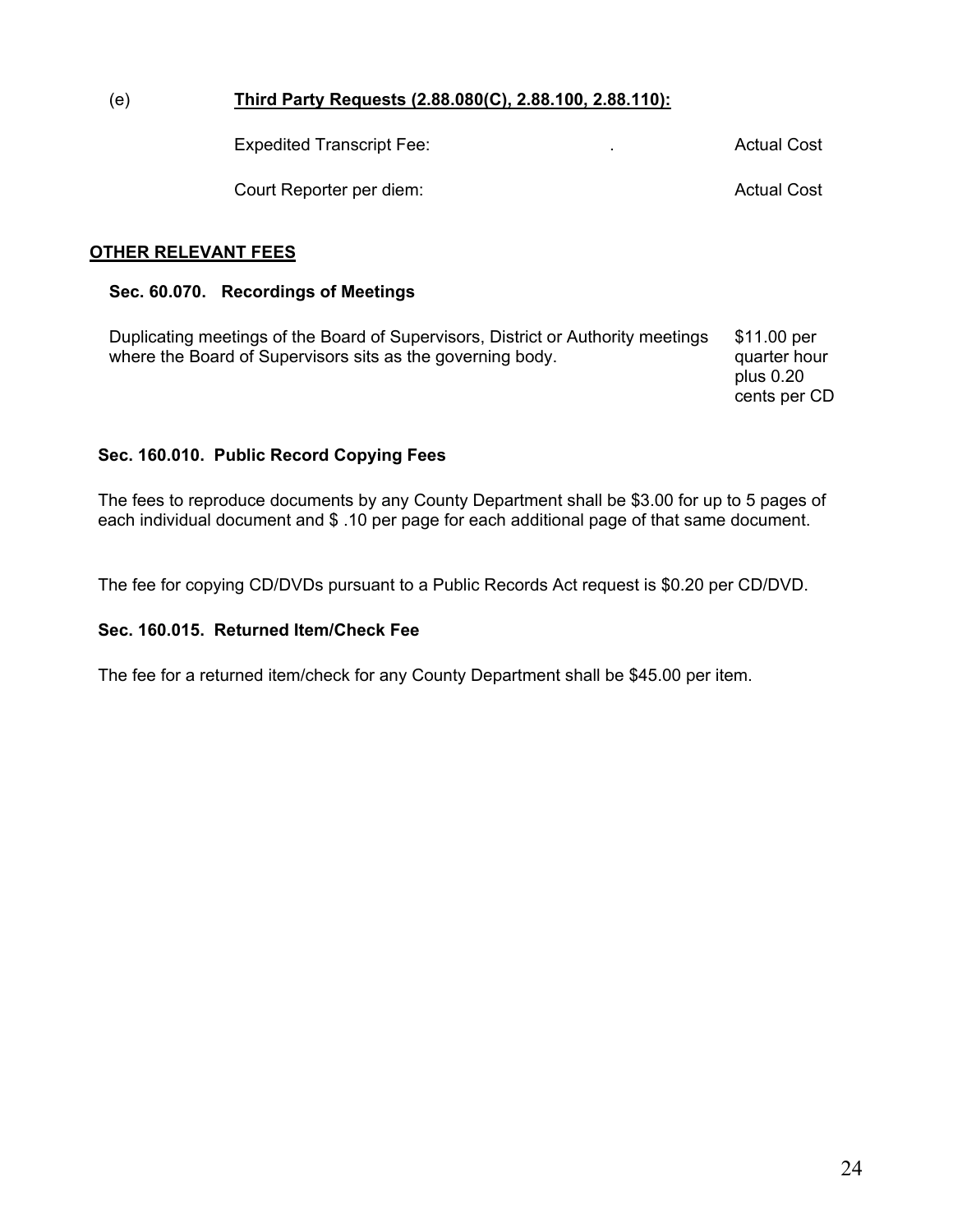(e) **Third Party Requests (2.88.080(C), 2.88.100, 2.88.110):**

| | |
|---|---|
| Expedited Transcript Fee: | Actual Cost |
| Court Reporter per diem: | Actual Cost |

## OTHER RELEVANT FEES

### Sec. 60.070. Recordings of Meetings

| | |
|---|---|
| Duplicating meetings of the Board of Supervisors, District or Authority meetings where the Board of Supervisors sits as the governing body. | $11.00 per quarter hour plus 0.20 cents per CD |

### Sec. 160.010. Public Record Copying Fees

The fees to reproduce documents by any County Department shall be $3.00 for up to 5 pages of each individual document and $ .10 per page for each additional page of that same document.

The fee for copying CD/DVDs pursuant to a Public Records Act request is $0.20 per CD/DVD.

### Sec. 160.015. Returned Item/Check Fee

The fee for a returned item/check for any County Department shall be $45.00 per item.